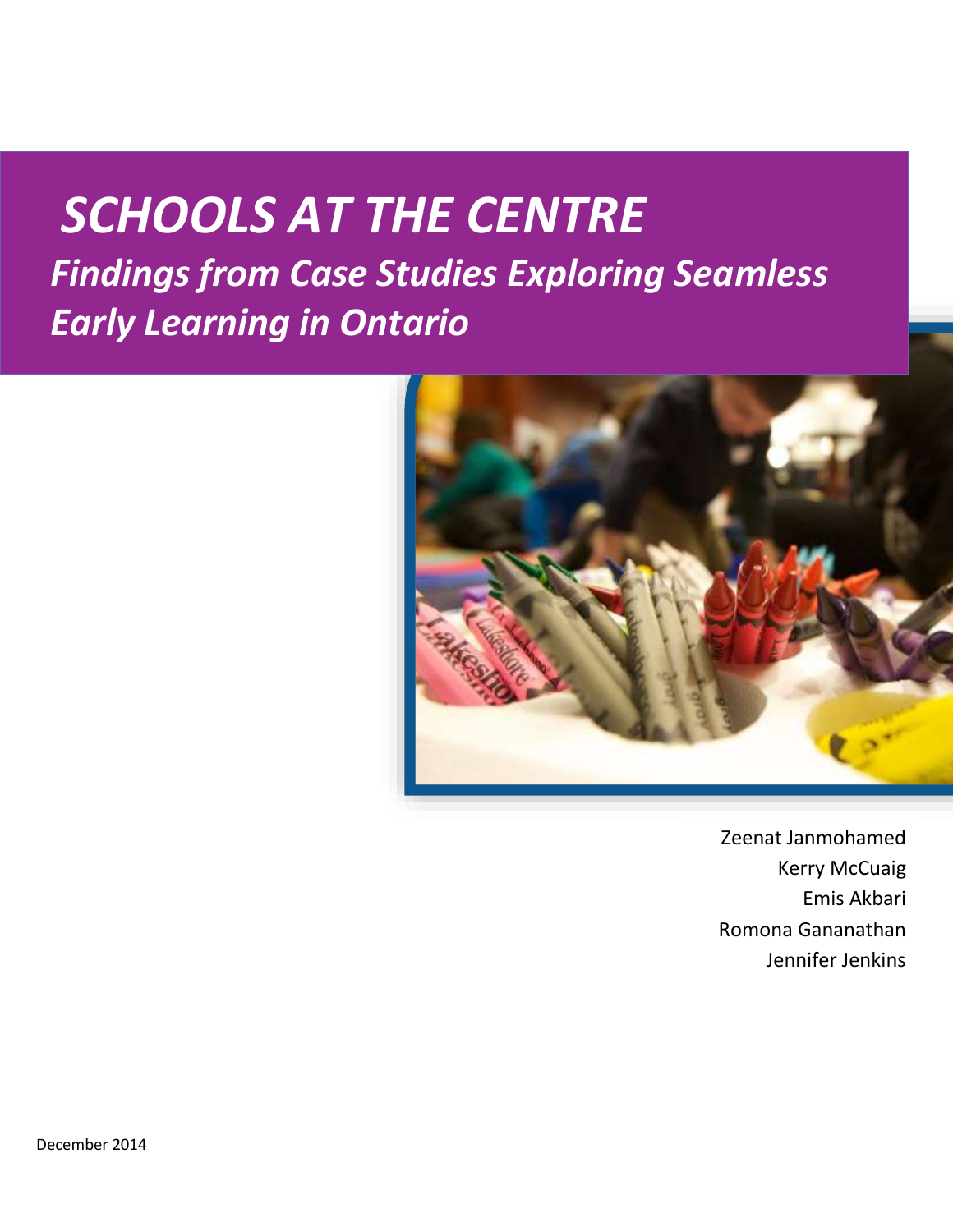# SCHOOLS AT THE CENTRE

## *Findings from Case Studies Exploring Seamless Early Learning in Ontario*

Zeenat Janmohamed
Kerry McCuaig
Emis Akbari
Romona Gananathan
Jennifer Jenkins

December 2014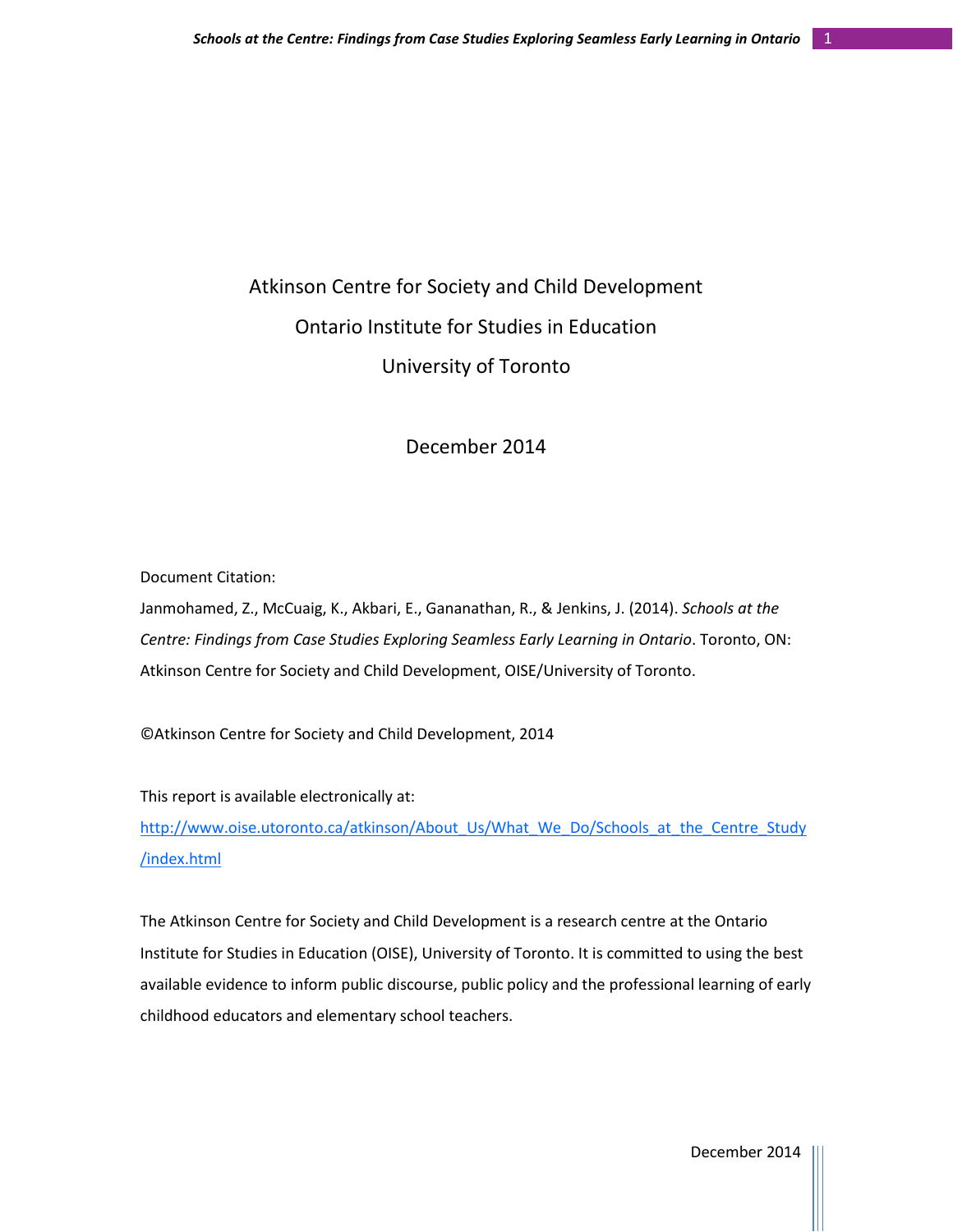Atkinson Centre for Society and Child Development

Ontario Institute for Studies in Education

University of Toronto

December 2014

Document Citation:

Janmohamed, Z., McCuaig, K., Akbari, E., Gananathan, R., & Jenkins, J. (2014). *Schools at the Centre: Findings from Case Studies Exploring Seamless Early Learning in Ontario*. Toronto, ON: Atkinson Centre for Society and Child Development, OISE/University of Toronto.

©Atkinson Centre for Society and Child Development, 2014

This report is available electronically at:
[http://www.oise.utoronto.ca/atkinson/About_Us/What_We_Do/Schools_at_the_Centre_Study/index.html](http://www.oise.utoronto.ca/atkinson/About_Us/What_We_Do/Schools_at_the_Centre_Study/index.html)

The Atkinson Centre for Society and Child Development is a research centre at the Ontario Institute for Studies in Education (OISE), University of Toronto. It is committed to using the best available evidence to inform public discourse, public policy and the professional learning of early childhood educators and elementary school teachers.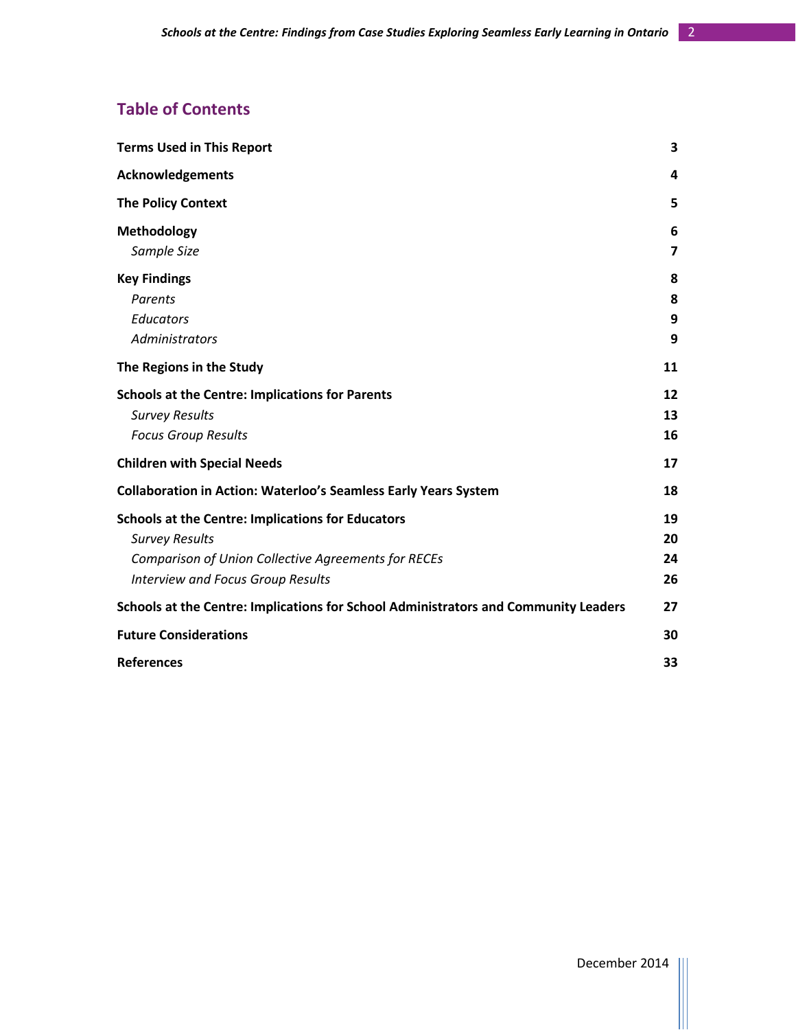## Table of Contents

| | |
|---|---|
| **Terms Used in This Report** | **3** |
| **Acknowledgements** | **4** |
| **The Policy Context** | **5** |
| **Methodology** | **6** |
| *Sample Size* | **7** |
| **Key Findings** | **8** |
| *Parents* | **8** |
| *Educators* | **9** |
| *Administrators* | **9** |
| **The Regions in the Study** | **11** |
| **Schools at the Centre: Implications for Parents** | **12** |
| *Survey Results* | **13** |
| *Focus Group Results* | **16** |
| **Children with Special Needs** | **17** |
| **Collaboration in Action: Waterloo's Seamless Early Years System** | **18** |
| **Schools at the Centre: Implications for Educators** | **19** |
| *Survey Results* | **20** |
| *Comparison of Union Collective Agreements for RECEs* | **24** |
| *Interview and Focus Group Results* | **26** |
| **Schools at the Centre: Implications for School Administrators and Community Leaders** | **27** |
| **Future Considerations** | **30** |
| **References** | **33** |

December 2014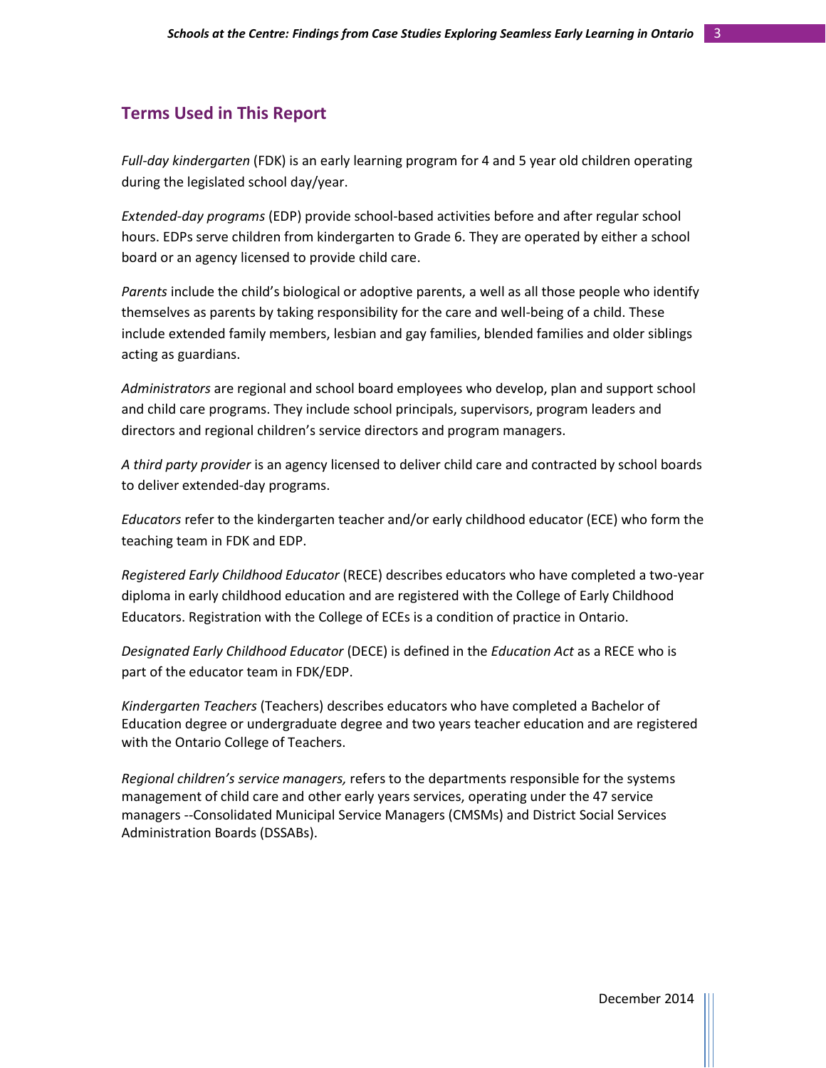## Terms Used in This Report

*Full-day kindergarten* (FDK) is an early learning program for 4 and 5 year old children operating during the legislated school day/year.

*Extended-day programs* (EDP) provide school-based activities before and after regular school hours. EDPs serve children from kindergarten to Grade 6. They are operated by either a school board or an agency licensed to provide child care.

*Parents* include the child's biological or adoptive parents, a well as all those people who identify themselves as parents by taking responsibility for the care and well-being of a child. These include extended family members, lesbian and gay families, blended families and older siblings acting as guardians.

*Administrators* are regional and school board employees who develop, plan and support school and child care programs. They include school principals, supervisors, program leaders and directors and regional children's service directors and program managers.

*A third party provider* is an agency licensed to deliver child care and contracted by school boards to deliver extended-day programs.

*Educators* refer to the kindergarten teacher and/or early childhood educator (ECE) who form the teaching team in FDK and EDP.

*Registered Early Childhood Educator* (RECE) describes educators who have completed a two-year diploma in early childhood education and are registered with the College of Early Childhood Educators. Registration with the College of ECEs is a condition of practice in Ontario.

*Designated Early Childhood Educator* (DECE) is defined in the *Education Act* as a RECE who is part of the educator team in FDK/EDP.

*Kindergarten Teachers* (Teachers) describes educators who have completed a Bachelor of Education degree or undergraduate degree and two years teacher education and are registered with the Ontario College of Teachers.

*Regional children's service managers,* refers to the departments responsible for the systems management of child care and other early years services, operating under the 47 service managers --Consolidated Municipal Service Managers (CMSMs) and District Social Services Administration Boards (DSSABs).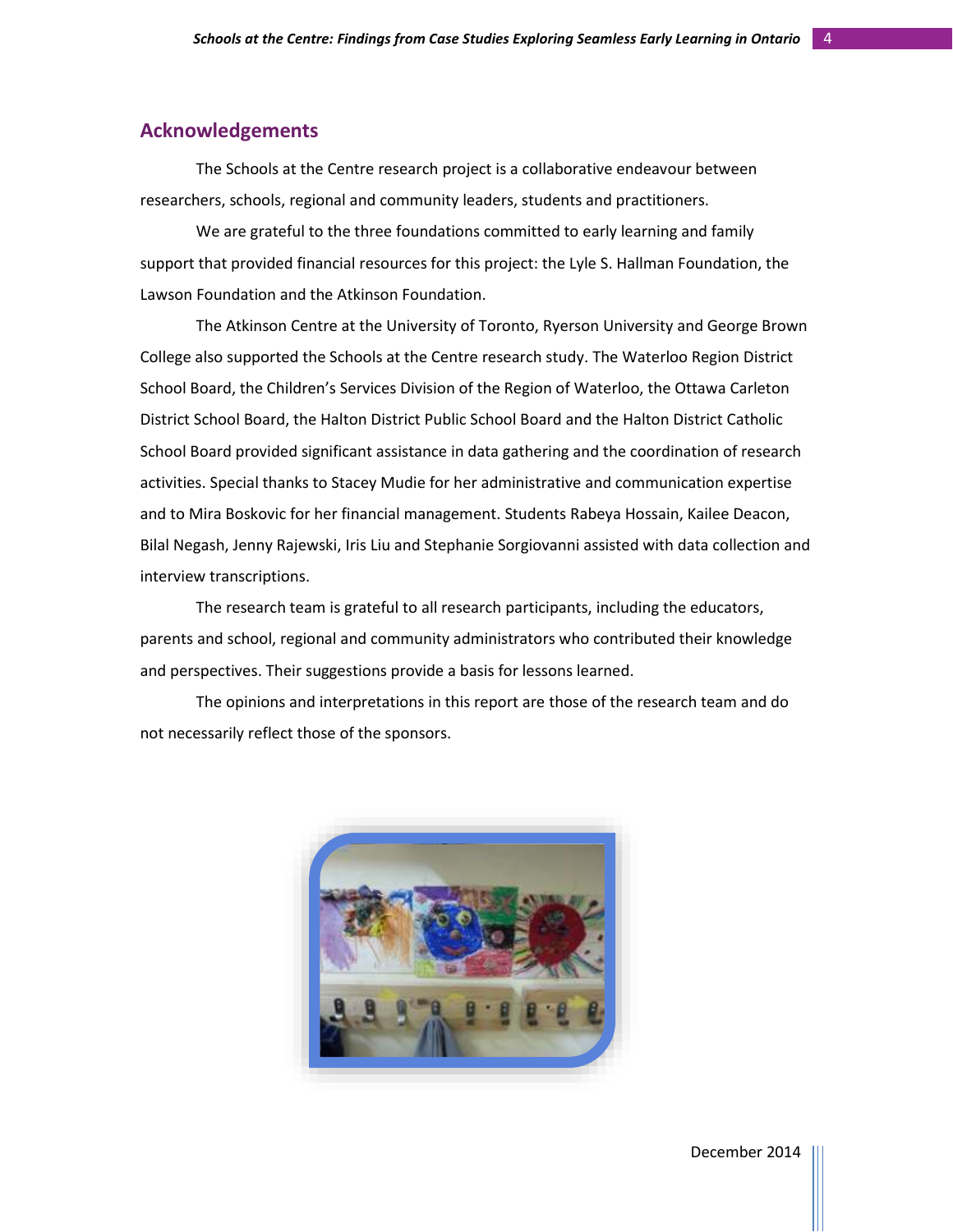## Acknowledgements

The Schools at the Centre research project is a collaborative endeavour between researchers, schools, regional and community leaders, students and practitioners.

We are grateful to the three foundations committed to early learning and family support that provided financial resources for this project: the Lyle S. Hallman Foundation, the Lawson Foundation and the Atkinson Foundation.

The Atkinson Centre at the University of Toronto, Ryerson University and George Brown College also supported the Schools at the Centre research study. The Waterloo Region District School Board, the Children's Services Division of the Region of Waterloo, the Ottawa Carleton District School Board, the Halton District Public School Board and the Halton District Catholic School Board provided significant assistance in data gathering and the coordination of research activities. Special thanks to Stacey Mudie for her administrative and communication expertise and to Mira Boskovic for her financial management. Students Rabeya Hossain, Kailee Deacon, Bilal Negash, Jenny Rajewski, Iris Liu and Stephanie Sorgiovanni assisted with data collection and interview transcriptions.

The research team is grateful to all research participants, including the educators, parents and school, regional and community administrators who contributed their knowledge and perspectives. Their suggestions provide a basis for lessons learned.

The opinions and interpretations in this report are those of the research team and do not necessarily reflect those of the sponsors.

December 2014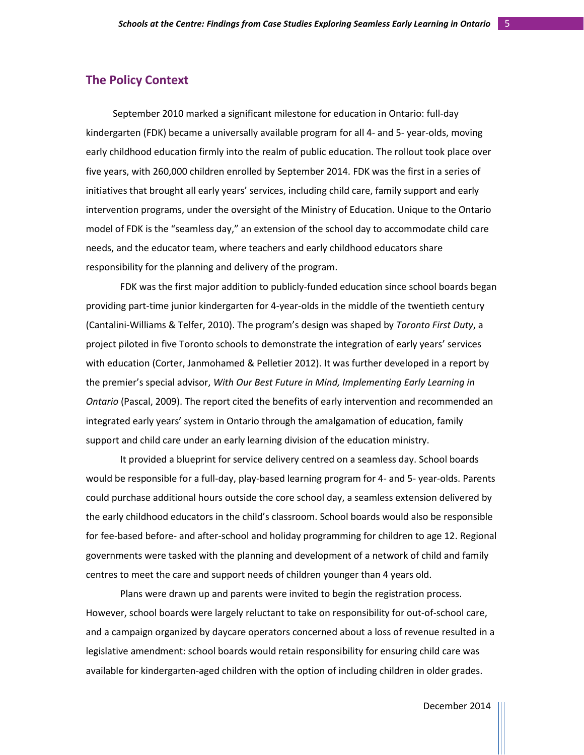## The Policy Context

September 2010 marked a significant milestone for education in Ontario: full-day kindergarten (FDK) became a universally available program for all 4- and 5- year-olds, moving early childhood education firmly into the realm of public education. The rollout took place over five years, with 260,000 children enrolled by September 2014. FDK was the first in a series of initiatives that brought all early years' services, including child care, family support and early intervention programs, under the oversight of the Ministry of Education. Unique to the Ontario model of FDK is the "seamless day," an extension of the school day to accommodate child care needs, and the educator team, where teachers and early childhood educators share responsibility for the planning and delivery of the program.

FDK was the first major addition to publicly-funded education since school boards began providing part-time junior kindergarten for 4-year-olds in the middle of the twentieth century (Cantalini-Williams & Telfer, 2010). The program's design was shaped by *Toronto First Duty*, a project piloted in five Toronto schools to demonstrate the integration of early years' services with education (Corter, Janmohamed & Pelletier 2012). It was further developed in a report by the premier's special advisor, *With Our Best Future in Mind, Implementing Early Learning in Ontario* (Pascal, 2009). The report cited the benefits of early intervention and recommended an integrated early years' system in Ontario through the amalgamation of education, family support and child care under an early learning division of the education ministry.

It provided a blueprint for service delivery centred on a seamless day. School boards would be responsible for a full-day, play-based learning program for 4- and 5- year-olds. Parents could purchase additional hours outside the core school day, a seamless extension delivered by the early childhood educators in the child's classroom. School boards would also be responsible for fee-based before- and after-school and holiday programming for children to age 12. Regional governments were tasked with the planning and development of a network of child and family centres to meet the care and support needs of children younger than 4 years old.

Plans were drawn up and parents were invited to begin the registration process. However, school boards were largely reluctant to take on responsibility for out-of-school care, and a campaign organized by daycare operators concerned about a loss of revenue resulted in a legislative amendment: school boards would retain responsibility for ensuring child care was available for kindergarten-aged children with the option of including children in older grades.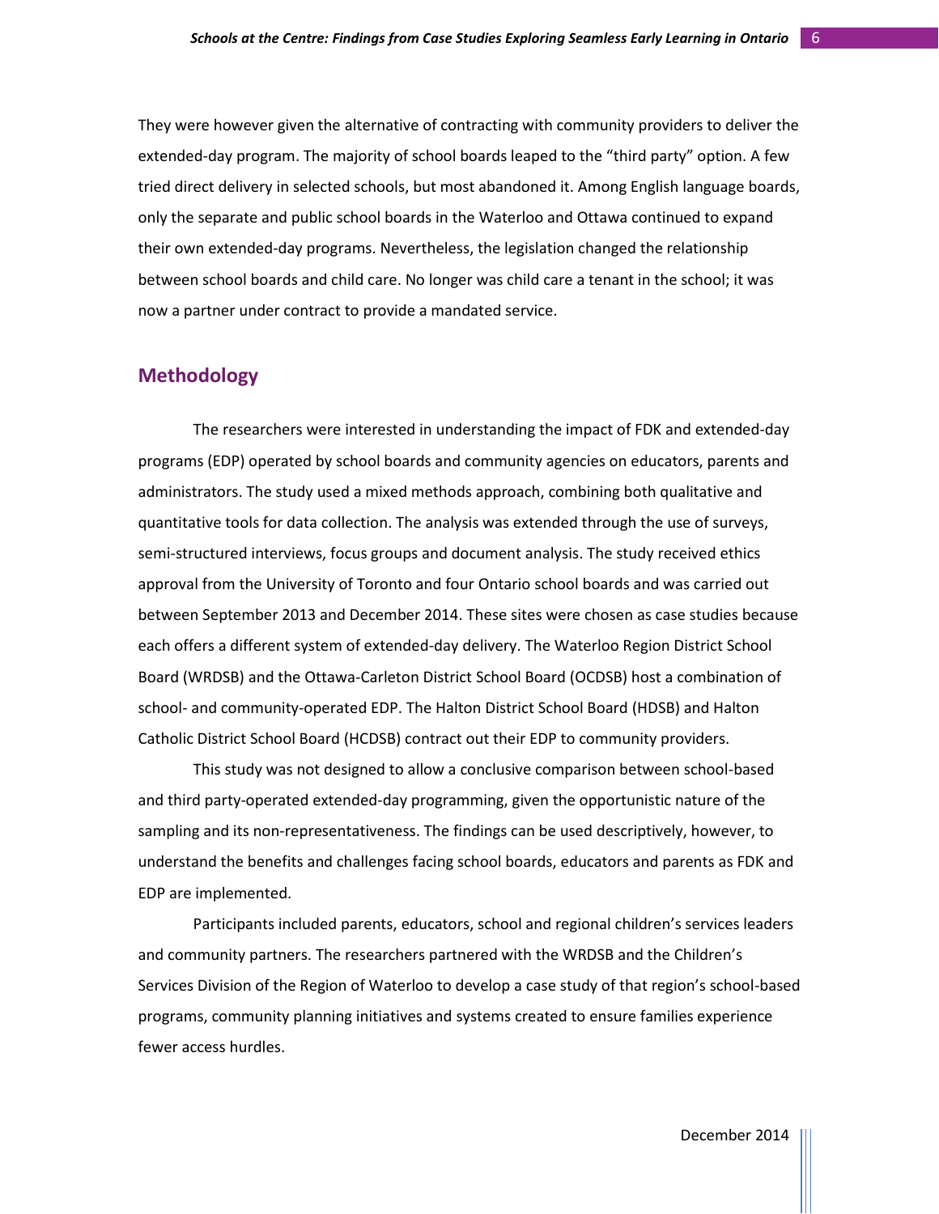They were however given the alternative of contracting with community providers to deliver the extended-day program. The majority of school boards leaped to the "third party" option. A few tried direct delivery in selected schools, but most abandoned it. Among English language boards, only the separate and public school boards in the Waterloo and Ottawa continued to expand their own extended-day programs. Nevertheless, the legislation changed the relationship between school boards and child care. No longer was child care a tenant in the school; it was now a partner under contract to provide a mandated service.

## Methodology

The researchers were interested in understanding the impact of FDK and extended-day programs (EDP) operated by school boards and community agencies on educators, parents and administrators. The study used a mixed methods approach, combining both qualitative and quantitative tools for data collection. The analysis was extended through the use of surveys, semi-structured interviews, focus groups and document analysis. The study received ethics approval from the University of Toronto and four Ontario school boards and was carried out between September 2013 and December 2014. These sites were chosen as case studies because each offers a different system of extended-day delivery. The Waterloo Region District School Board (WRDSB) and the Ottawa-Carleton District School Board (OCDSB) host a combination of school- and community-operated EDP. The Halton District School Board (HDSB) and Halton Catholic District School Board (HCDSB) contract out their EDP to community providers.

This study was not designed to allow a conclusive comparison between school-based and third party-operated extended-day programming, given the opportunistic nature of the sampling and its non-representativeness. The findings can be used descriptively, however, to understand the benefits and challenges facing school boards, educators and parents as FDK and EDP are implemented.

Participants included parents, educators, school and regional children's services leaders and community partners. The researchers partnered with the WRDSB and the Children's Services Division of the Region of Waterloo to develop a case study of that region's school-based programs, community planning initiatives and systems created to ensure families experience fewer access hurdles.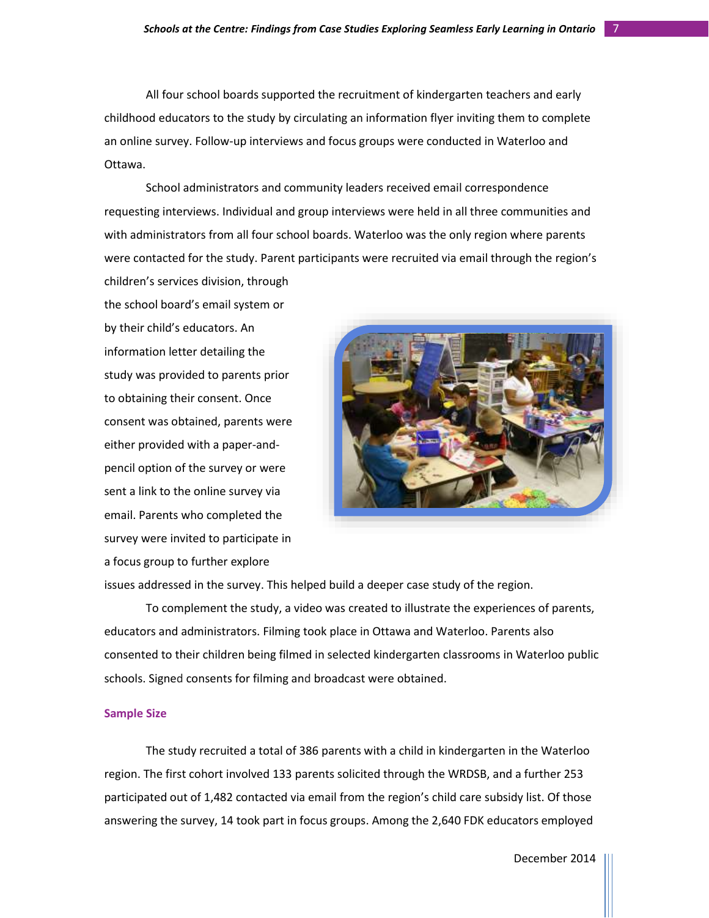All four school boards supported the recruitment of kindergarten teachers and early childhood educators to the study by circulating an information flyer inviting them to complete an online survey. Follow-up interviews and focus groups were conducted in Waterloo and Ottawa.

School administrators and community leaders received email correspondence requesting interviews. Individual and group interviews were held in all three communities and with administrators from all four school boards. Waterloo was the only region where parents were contacted for the study. Parent participants were recruited via email through the region's children's services division, through the school board's email system or by their child's educators. An information letter detailing the study was provided to parents prior to obtaining their consent. Once consent was obtained, parents were either provided with a paper-and-pencil option of the survey or were sent a link to the online survey via email. Parents who completed the survey were invited to participate in a focus group to further explore issues addressed in the survey. This helped build a deeper case study of the region.

To complement the study, a video was created to illustrate the experiences of parents, educators and administrators. Filming took place in Ottawa and Waterloo. Parents also consented to their children being filmed in selected kindergarten classrooms in Waterloo public schools. Signed consents for filming and broadcast were obtained.

### Sample Size

The study recruited a total of 386 parents with a child in kindergarten in the Waterloo region. The first cohort involved 133 parents solicited through the WRDSB, and a further 253 participated out of 1,482 contacted via email from the region's child care subsidy list. Of those answering the survey, 14 took part in focus groups. Among the 2,640 FDK educators employed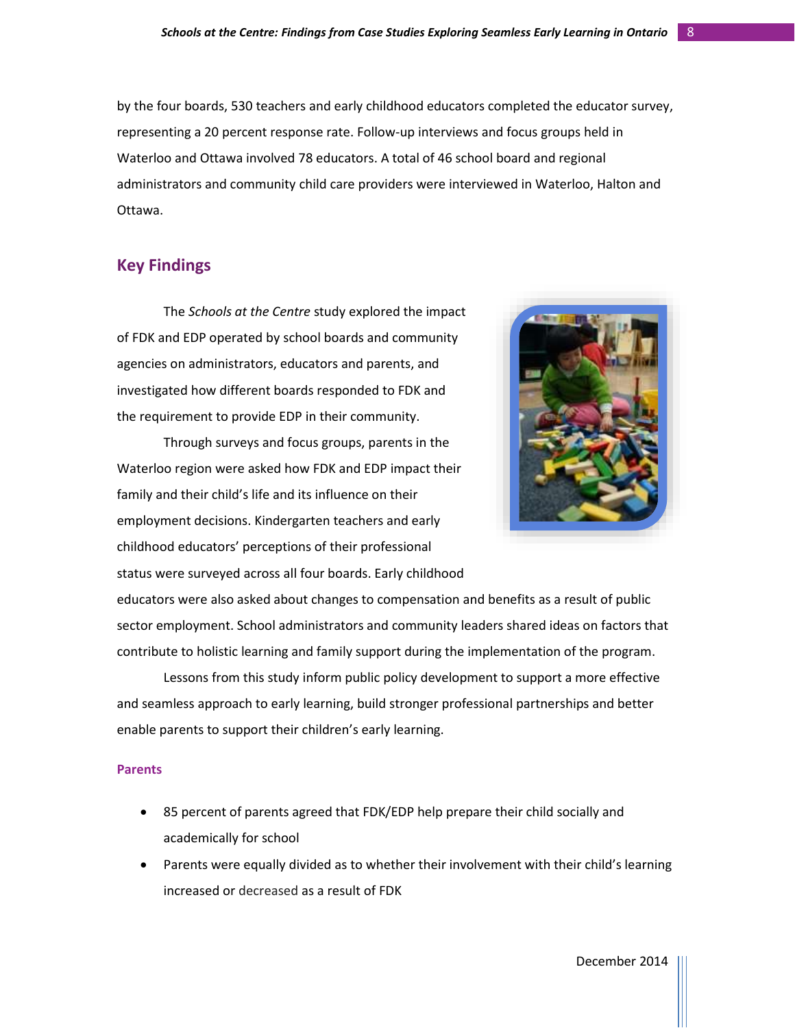by the four boards, 530 teachers and early childhood educators completed the educator survey, representing a 20 percent response rate. Follow-up interviews and focus groups held in Waterloo and Ottawa involved 78 educators. A total of 46 school board and regional administrators and community child care providers were interviewed in Waterloo, Halton and Ottawa.

## Key Findings

The *Schools at the Centre* study explored the impact of FDK and EDP operated by school boards and community agencies on administrators, educators and parents, and investigated how different boards responded to FDK and the requirement to provide EDP in their community.

Through surveys and focus groups, parents in the Waterloo region were asked how FDK and EDP impact their family and their child's life and its influence on their employment decisions. Kindergarten teachers and early childhood educators' perceptions of their professional status were surveyed across all four boards. Early childhood educators were also asked about changes to compensation and benefits as a result of public sector employment. School administrators and community leaders shared ideas on factors that contribute to holistic learning and family support during the implementation of the program.

Lessons from this study inform public policy development to support a more effective and seamless approach to early learning, build stronger professional partnerships and better enable parents to support their children's early learning.

### Parents

- 85 percent of parents agreed that FDK/EDP help prepare their child socially and academically for school
- Parents were equally divided as to whether their involvement with their child's learning increased or decreased as a result of FDK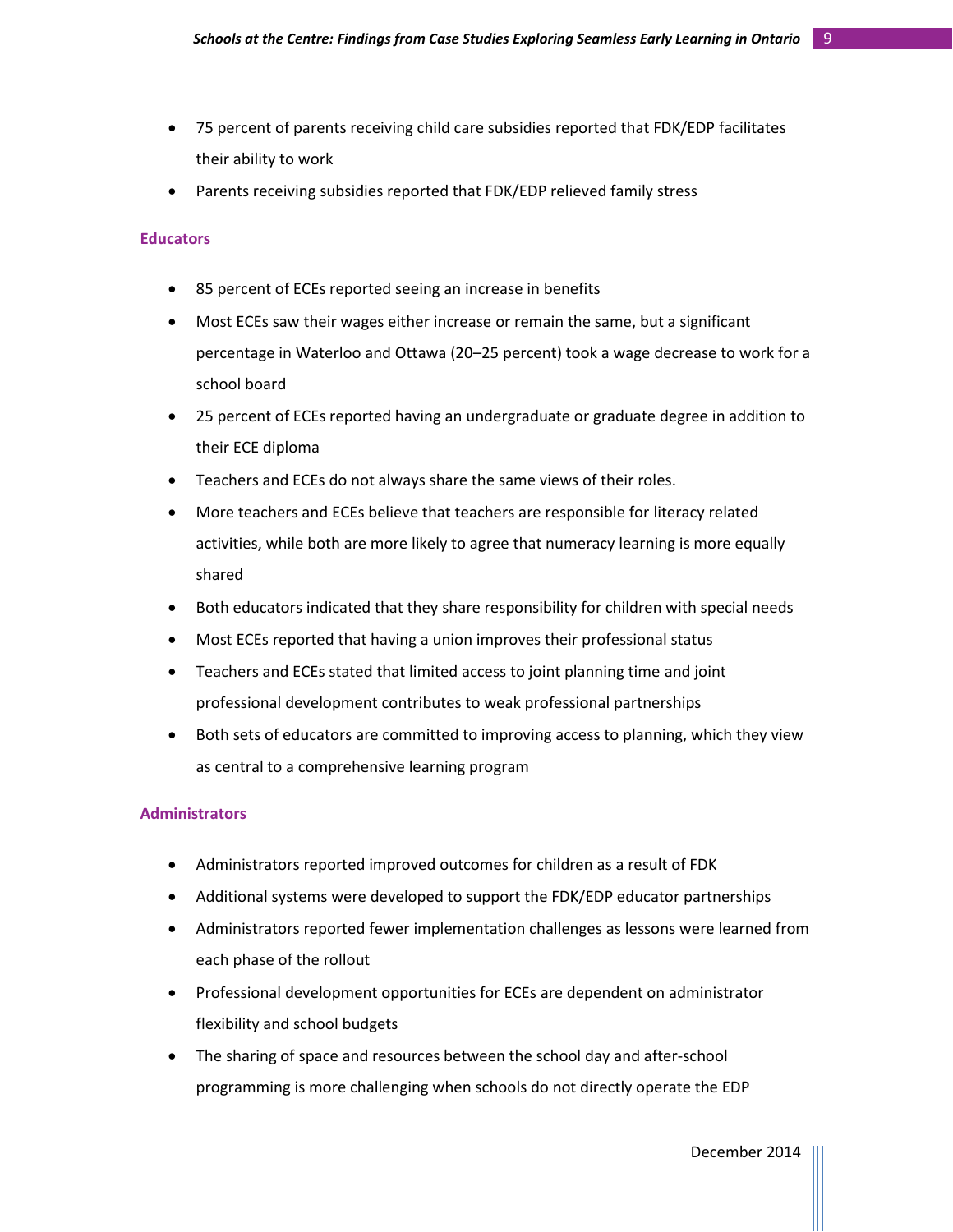- 75 percent of parents receiving child care subsidies reported that FDK/EDP facilitates their ability to work
- Parents receiving subsidies reported that FDK/EDP relieved family stress

### Educators

- 85 percent of ECEs reported seeing an increase in benefits
- Most ECEs saw their wages either increase or remain the same, but a significant percentage in Waterloo and Ottawa (20–25 percent) took a wage decrease to work for a school board
- 25 percent of ECEs reported having an undergraduate or graduate degree in addition to their ECE diploma
- Teachers and ECEs do not always share the same views of their roles.
- More teachers and ECEs believe that teachers are responsible for literacy related activities, while both are more likely to agree that numeracy learning is more equally shared
- Both educators indicated that they share responsibility for children with special needs
- Most ECEs reported that having a union improves their professional status
- Teachers and ECEs stated that limited access to joint planning time and joint professional development contributes to weak professional partnerships
- Both sets of educators are committed to improving access to planning, which they view as central to a comprehensive learning program

### Administrators

- Administrators reported improved outcomes for children as a result of FDK
- Additional systems were developed to support the FDK/EDP educator partnerships
- Administrators reported fewer implementation challenges as lessons were learned from each phase of the rollout
- Professional development opportunities for ECEs are dependent on administrator flexibility and school budgets
- The sharing of space and resources between the school day and after-school programming is more challenging when schools do not directly operate the EDP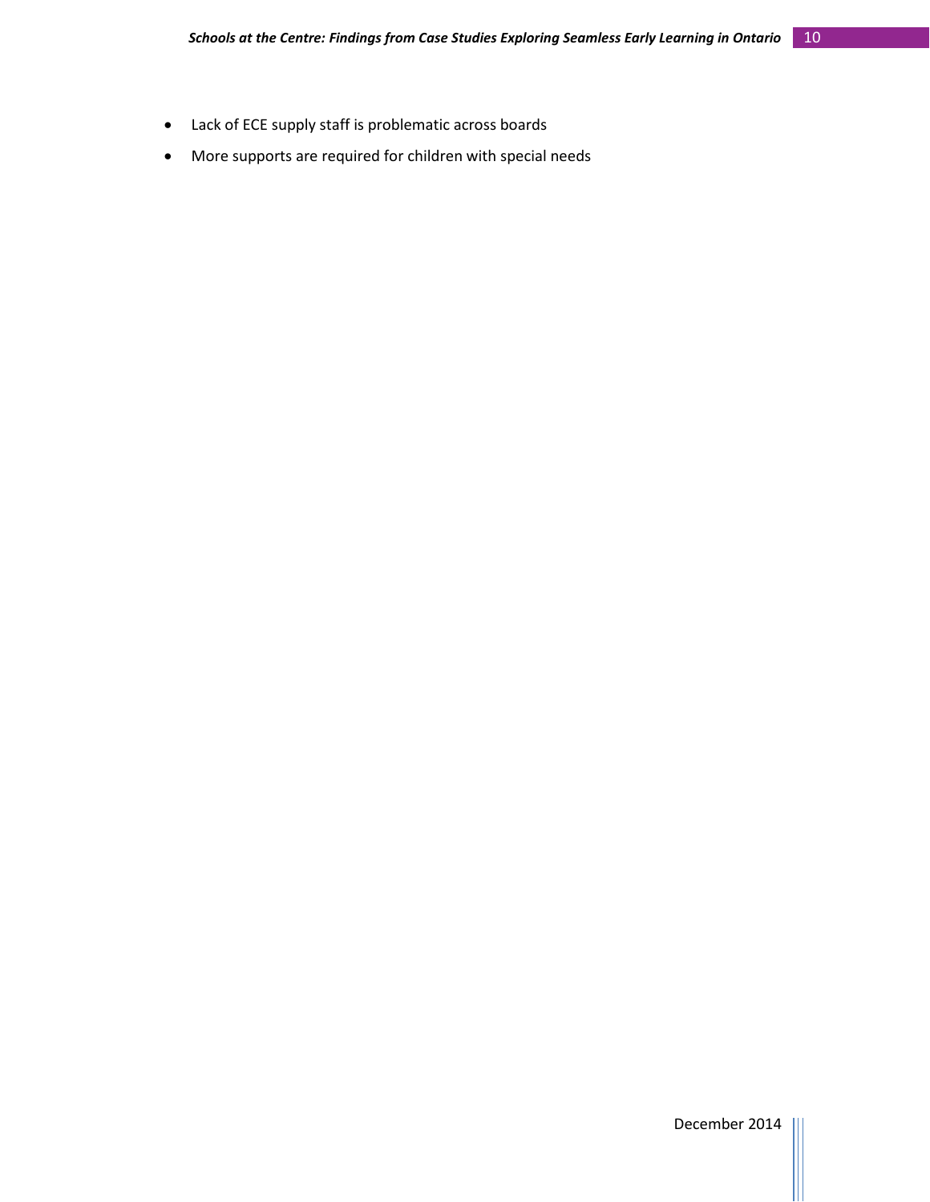- Lack of ECE supply staff is problematic across boards
- More supports are required for children with special needs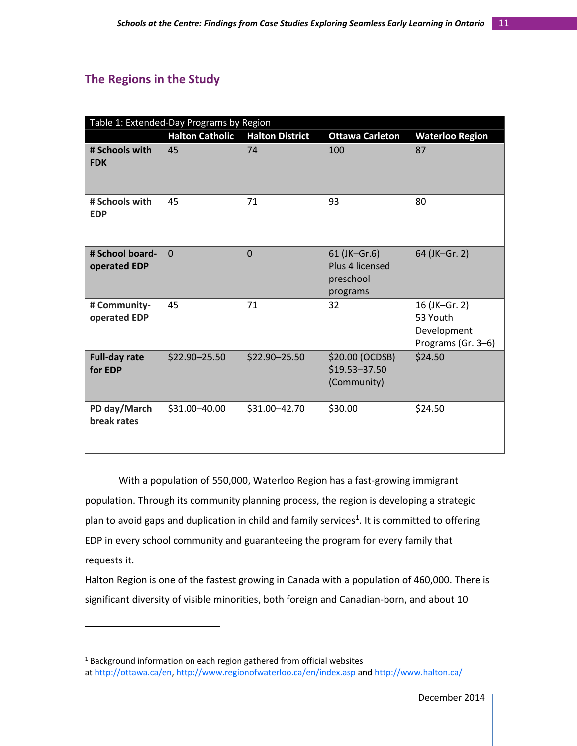## The Regions in the Study

| Table 1: Extended-Day Programs by Region | | | | |
|---|---|---|---|---|
| | **Halton Catholic** | **Halton District** | **Ottawa Carleton** | **Waterloo Region** |
| **# Schools with FDK** | 45 | 74 | 100 | 87 |
| **# Schools with EDP** | 45 | 71 | 93 | 80 |
| **# School board-operated EDP** | 0 | 0 | 61 (JK–Gr.6) Plus 4 licensed preschool programs | 64 (JK–Gr. 2) |
| **# Community-operated EDP** | 45 | 71 | 32 | 16 (JK–Gr. 2) 53 Youth Development Programs (Gr. 3–6) |
| **Full-day rate for EDP** | $22.90–25.50 | $22.90–25.50 | $20.00 (OCDSB) $19.53–37.50 (Community) | $24.50 |
| **PD day/March break rates** | $31.00–40.00 | $31.00–42.70 | $30.00 | $24.50 |

With a population of 550,000, Waterloo Region has a fast-growing immigrant population. Through its community planning process, the region is developing a strategic plan to avoid gaps and duplication in child and family services[1]. It is committed to offering EDP in every school community and guaranteeing the program for every family that requests it.

Halton Region is one of the fastest growing in Canada with a population of 460,000. There is significant diversity of visible minorities, both foreign and Canadian-born, and about 10

[1] Background information on each region gathered from official websites at http://ottawa.ca/en/, http://www.regionofwaterloo.ca/en/index.asp and http://www.halton.ca/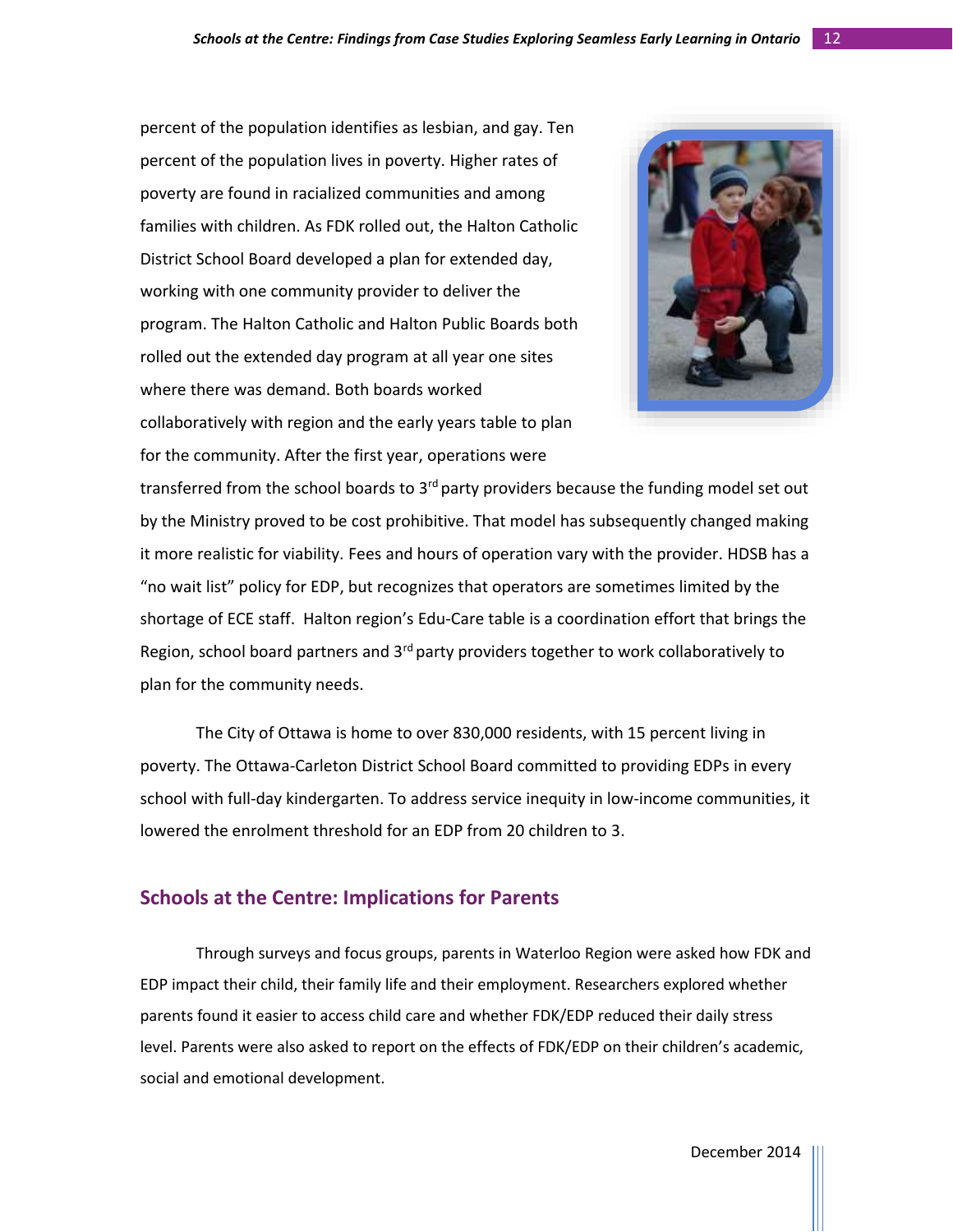percent of the population identifies as lesbian, and gay. Ten percent of the population lives in poverty. Higher rates of poverty are found in racialized communities and among families with children. As FDK rolled out, the Halton Catholic District School Board developed a plan for extended day, working with one community provider to deliver the program. The Halton Catholic and Halton Public Boards both rolled out the extended day program at all year one sites where there was demand. Both boards worked collaboratively with region and the early years table to plan for the community. After the first year, operations were transferred from the school boards to 3rd party providers because the funding model set out by the Ministry proved to be cost prohibitive. That model has subsequently changed making it more realistic for viability. Fees and hours of operation vary with the provider. HDSB has a "no wait list" policy for EDP, but recognizes that operators are sometimes limited by the shortage of ECE staff. Halton region's Edu-Care table is a coordination effort that brings the Region, school board partners and 3rd party providers together to work collaboratively to plan for the community needs.

The City of Ottawa is home to over 830,000 residents, with 15 percent living in poverty. The Ottawa-Carleton District School Board committed to providing EDPs in every school with full-day kindergarten. To address service inequity in low-income communities, it lowered the enrolment threshold for an EDP from 20 children to 3.

## Schools at the Centre: Implications for Parents

Through surveys and focus groups, parents in Waterloo Region were asked how FDK and EDP impact their child, their family life and their employment. Researchers explored whether parents found it easier to access child care and whether FDK/EDP reduced their daily stress level. Parents were also asked to report on the effects of FDK/EDP on their children's academic, social and emotional development.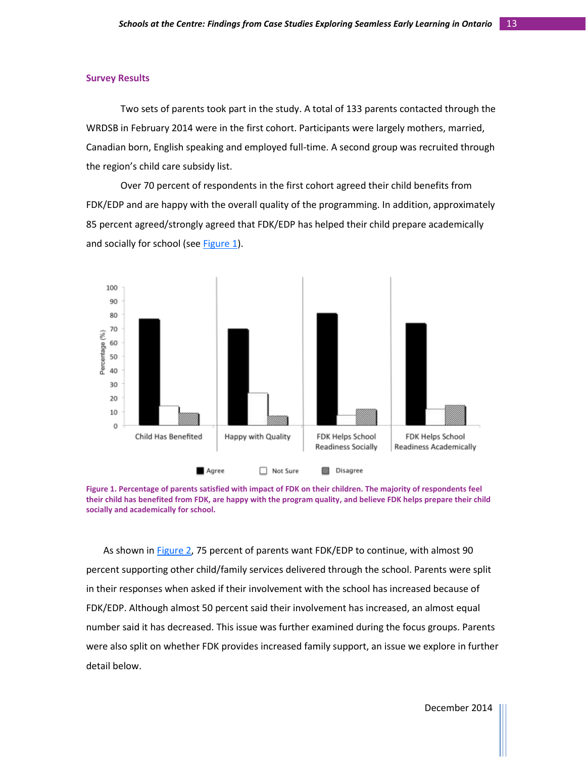## Survey Results

Two sets of parents took part in the study. A total of 133 parents contacted through the WRDSB in February 2014 were in the first cohort. Participants were largely mothers, married, Canadian born, English speaking and employed full-time. A second group was recruited through the region's child care subsidy list.

Over 70 percent of respondents in the first cohort agreed their child benefits from FDK/EDP and are happy with the overall quality of the programming. In addition, approximately 85 percent agreed/strongly agreed that FDK/EDP has helped their child prepare academically and socially for school (see Figure 1).

**Figure 1. Percentage of parents satisfied with impact of FDK on their children. The majority of respondents feel their child has benefited from FDK, are happy with the program quality, and believe FDK helps prepare their child socially and academically for school.**

As shown in Figure 2, 75 percent of parents want FDK/EDP to continue, with almost 90 percent supporting other child/family services delivered through the school. Parents were split in their responses when asked if their involvement with the school has increased because of FDK/EDP. Although almost 50 percent said their involvement has increased, an almost equal number said it has decreased. This issue was further examined during the focus groups. Parents were also split on whether FDK provides increased family support, an issue we explore in further detail below.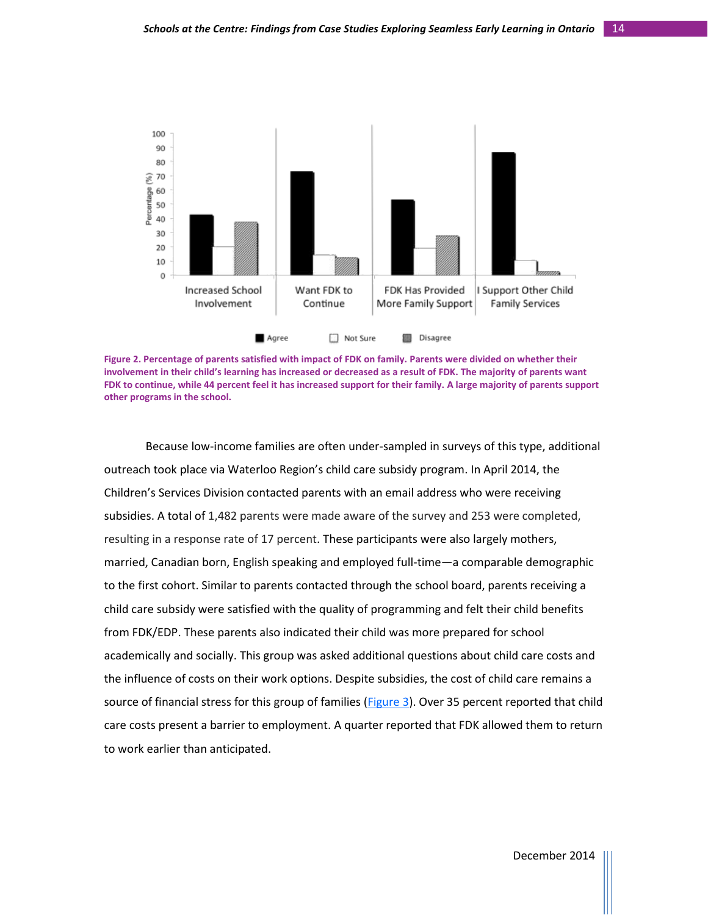**Figure 2. Percentage of parents satisfied with impact of FDK on family. Parents were divided on whether their involvement in their child's learning has increased or decreased as a result of FDK. The majority of parents want FDK to continue, while 44 percent feel it has increased support for their family. A large majority of parents support other programs in the school.**

Because low-income families are often under-sampled in surveys of this type, additional outreach took place via Waterloo Region's child care subsidy program. In April 2014, the Children's Services Division contacted parents with an email address who were receiving subsidies. A total of 1,482 parents were made aware of the survey and 253 were completed, resulting in a response rate of 17 percent. These participants were also largely mothers, married, Canadian born, English speaking and employed full-time—a comparable demographic to the first cohort. Similar to parents contacted through the school board, parents receiving a child care subsidy were satisfied with the quality of programming and felt their child benefits from FDK/EDP. These parents also indicated their child was more prepared for school academically and socially. This group was asked additional questions about child care costs and the influence of costs on their work options. Despite subsidies, the cost of child care remains a source of financial stress for this group of families (Figure 3). Over 35 percent reported that child care costs present a barrier to employment. A quarter reported that FDK allowed them to return to work earlier than anticipated.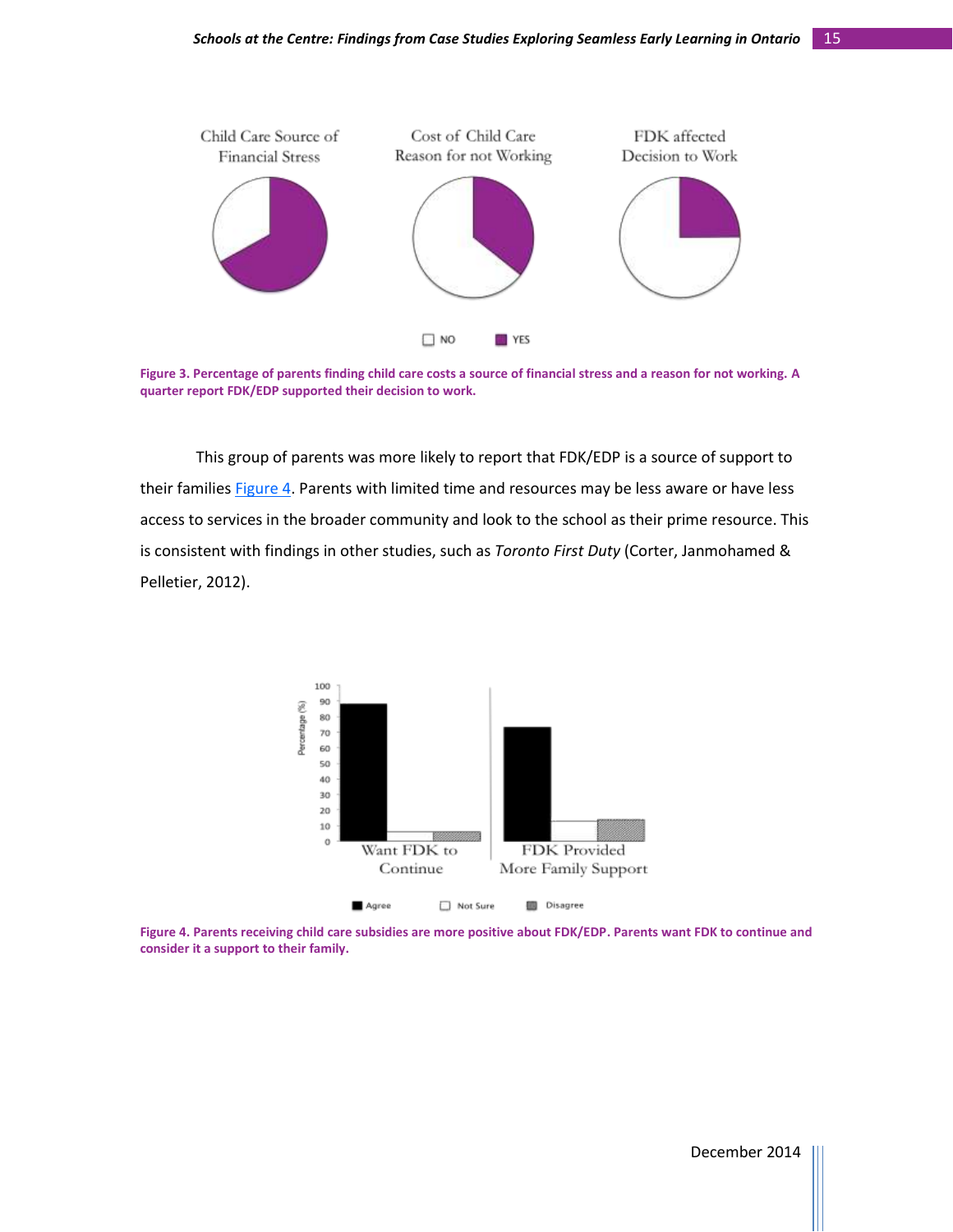Child Care Source of Financial Stress

Cost of Child Care Reason for not Working

FDK affected Decision to Work

NO YES

**Figure 3. Percentage of parents finding child care costs a source of financial stress and a reason for not working. A quarter report FDK/EDP supported their decision to work.**

This group of parents was more likely to report that FDK/EDP is a source of support to their families Figure 4. Parents with limited time and resources may be less aware or have less access to services in the broader community and look to the school as their prime resource. This is consistent with findings in other studies, such as *Toronto First Duty* (Corter, Janmohamed & Pelletier, 2012).

Percentage (%)

Want FDK to Continue

FDK Provided More Family Support

Agree Not Sure Disagree

**Figure 4. Parents receiving child care subsidies are more positive about FDK/EDP. Parents want FDK to continue and consider it a support to their family.**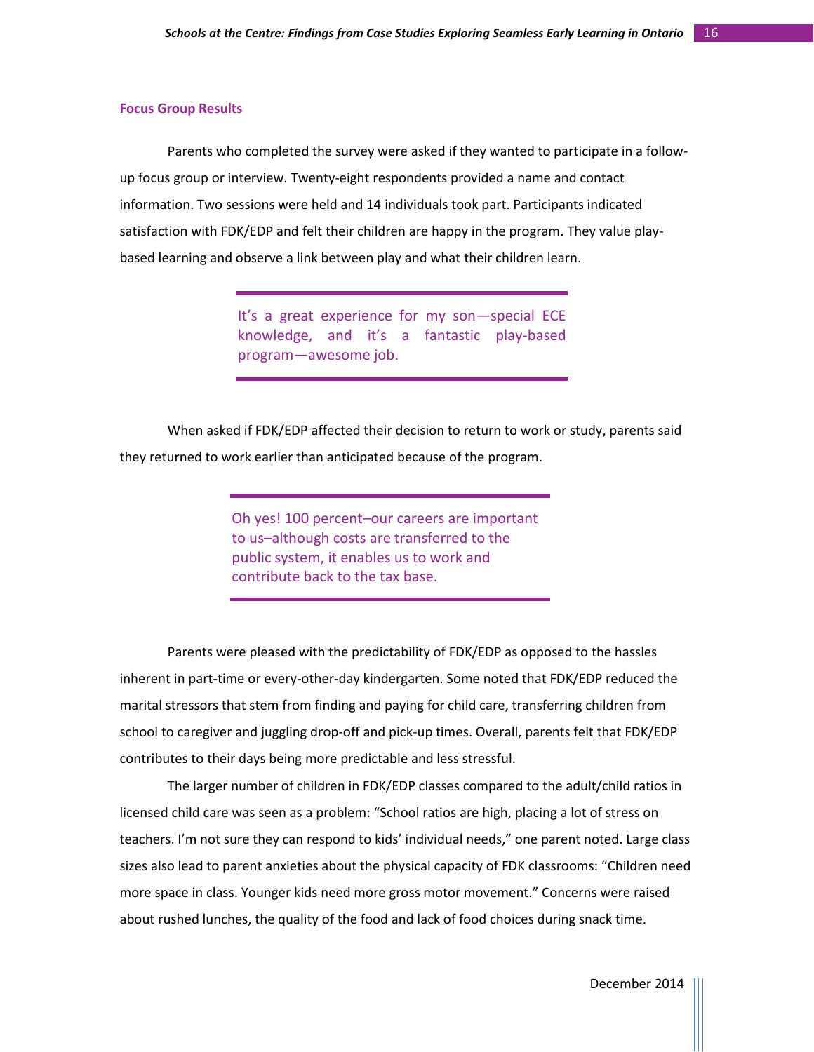### Focus Group Results

Parents who completed the survey were asked if they wanted to participate in a follow-up focus group or interview. Twenty-eight respondents provided a name and contact information. Two sessions were held and 14 individuals took part. Participants indicated satisfaction with FDK/EDP and felt their children are happy in the program. They value play-based learning and observe a link between play and what their children learn.

> It's a great experience for my son—special ECE knowledge, and it's a fantastic play-based program—awesome job.

When asked if FDK/EDP affected their decision to return to work or study, parents said they returned to work earlier than anticipated because of the program.

> Oh yes! 100 percent–our careers are important to us–although costs are transferred to the public system, it enables us to work and contribute back to the tax base.

Parents were pleased with the predictability of FDK/EDP as opposed to the hassles inherent in part-time or every-other-day kindergarten. Some noted that FDK/EDP reduced the marital stressors that stem from finding and paying for child care, transferring children from school to caregiver and juggling drop-off and pick-up times. Overall, parents felt that FDK/EDP contributes to their days being more predictable and less stressful.

The larger number of children in FDK/EDP classes compared to the adult/child ratios in licensed child care was seen as a problem: "School ratios are high, placing a lot of stress on teachers. I'm not sure they can respond to kids' individual needs," one parent noted. Large class sizes also lead to parent anxieties about the physical capacity of FDK classrooms: "Children need more space in class. Younger kids need more gross motor movement." Concerns were raised about rushed lunches, the quality of the food and lack of food choices during snack time.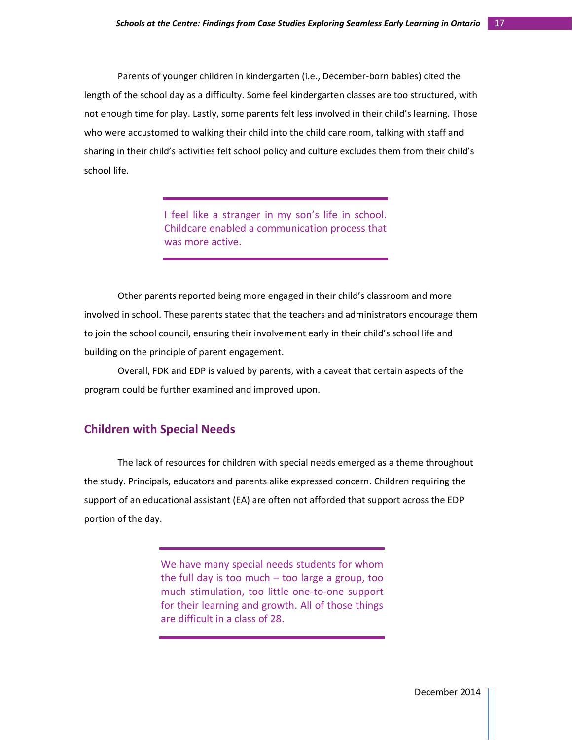Parents of younger children in kindergarten (i.e., December-born babies) cited the length of the school day as a difficulty. Some feel kindergarten classes are too structured, with not enough time for play. Lastly, some parents felt less involved in their child's learning. Those who were accustomed to walking their child into the child care room, talking with staff and sharing in their child's activities felt school policy and culture excludes them from their child's school life.

> I feel like a stranger in my son's life in school. Childcare enabled a communication process that was more active.

Other parents reported being more engaged in their child's classroom and more involved in school. These parents stated that the teachers and administrators encourage them to join the school council, ensuring their involvement early in their child's school life and building on the principle of parent engagement.

Overall, FDK and EDP is valued by parents, with a caveat that certain aspects of the program could be further examined and improved upon.

## Children with Special Needs

The lack of resources for children with special needs emerged as a theme throughout the study. Principals, educators and parents alike expressed concern. Children requiring the support of an educational assistant (EA) are often not afforded that support across the EDP portion of the day.

> We have many special needs students for whom the full day is too much – too large a group, too much stimulation, too little one-to-one support for their learning and growth. All of those things are difficult in a class of 28.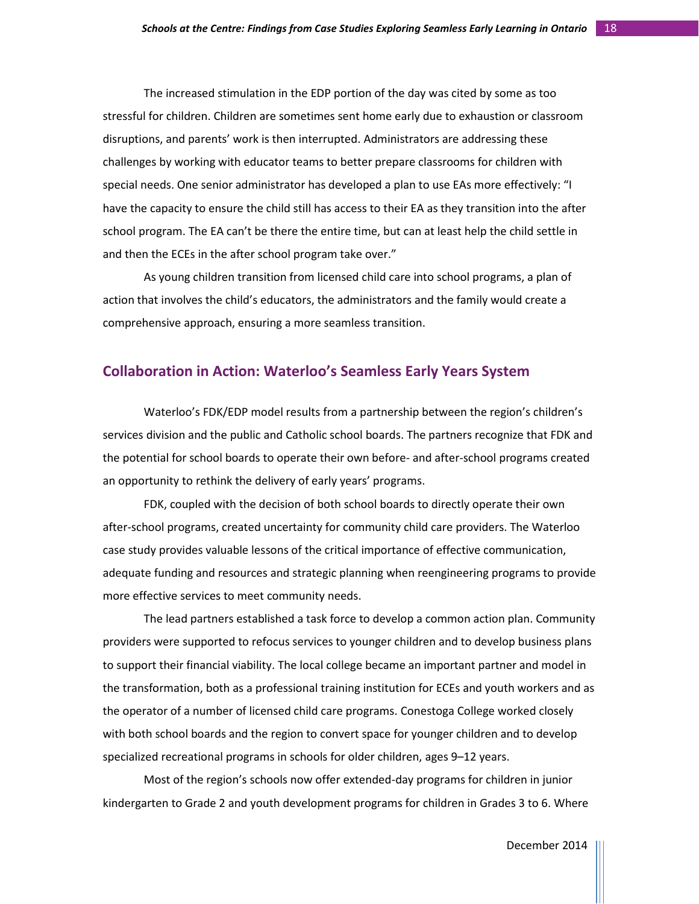The increased stimulation in the EDP portion of the day was cited by some as too stressful for children. Children are sometimes sent home early due to exhaustion or classroom disruptions, and parents' work is then interrupted. Administrators are addressing these challenges by working with educator teams to better prepare classrooms for children with special needs. One senior administrator has developed a plan to use EAs more effectively: "I have the capacity to ensure the child still has access to their EA as they transition into the after school program. The EA can't be there the entire time, but can at least help the child settle in and then the ECEs in the after school program take over."

As young children transition from licensed child care into school programs, a plan of action that involves the child's educators, the administrators and the family would create a comprehensive approach, ensuring a more seamless transition.

## Collaboration in Action: Waterloo's Seamless Early Years System

Waterloo's FDK/EDP model results from a partnership between the region's children's services division and the public and Catholic school boards. The partners recognize that FDK and the potential for school boards to operate their own before- and after-school programs created an opportunity to rethink the delivery of early years' programs.

FDK, coupled with the decision of both school boards to directly operate their own after-school programs, created uncertainty for community child care providers. The Waterloo case study provides valuable lessons of the critical importance of effective communication, adequate funding and resources and strategic planning when reengineering programs to provide more effective services to meet community needs.

The lead partners established a task force to develop a common action plan. Community providers were supported to refocus services to younger children and to develop business plans to support their financial viability. The local college became an important partner and model in the transformation, both as a professional training institution for ECEs and youth workers and as the operator of a number of licensed child care programs. Conestoga College worked closely with both school boards and the region to convert space for younger children and to develop specialized recreational programs in schools for older children, ages 9–12 years.

Most of the region's schools now offer extended-day programs for children in junior kindergarten to Grade 2 and youth development programs for children in Grades 3 to 6. Where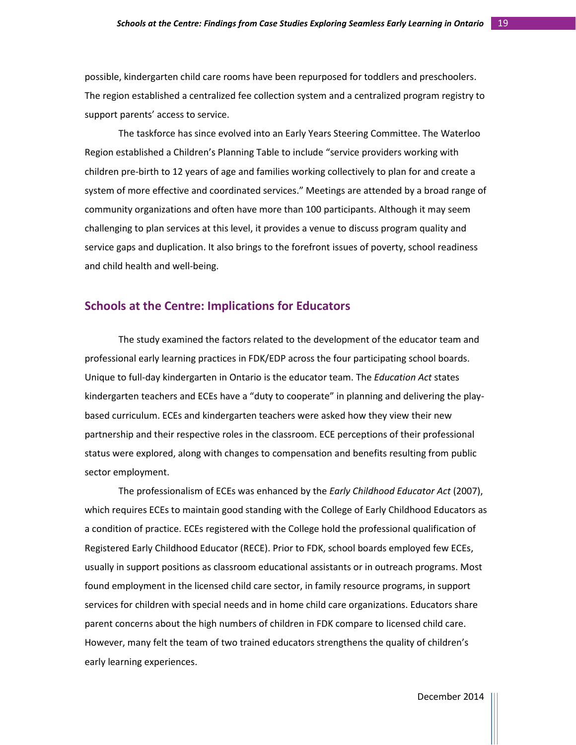possible, kindergarten child care rooms have been repurposed for toddlers and preschoolers. The region established a centralized fee collection system and a centralized program registry to support parents' access to service.

The taskforce has since evolved into an Early Years Steering Committee. The Waterloo Region established a Children's Planning Table to include "service providers working with children pre-birth to 12 years of age and families working collectively to plan for and create a system of more effective and coordinated services." Meetings are attended by a broad range of community organizations and often have more than 100 participants. Although it may seem challenging to plan services at this level, it provides a venue to discuss program quality and service gaps and duplication. It also brings to the forefront issues of poverty, school readiness and child health and well-being.

## Schools at the Centre: Implications for Educators

The study examined the factors related to the development of the educator team and professional early learning practices in FDK/EDP across the four participating school boards. Unique to full-day kindergarten in Ontario is the educator team. The *Education Act* states kindergarten teachers and ECEs have a "duty to cooperate" in planning and delivering the play-based curriculum. ECEs and kindergarten teachers were asked how they view their new partnership and their respective roles in the classroom. ECE perceptions of their professional status were explored, along with changes to compensation and benefits resulting from public sector employment.

The professionalism of ECEs was enhanced by the *Early Childhood Educator Act* (2007), which requires ECEs to maintain good standing with the College of Early Childhood Educators as a condition of practice. ECEs registered with the College hold the professional qualification of Registered Early Childhood Educator (RECE). Prior to FDK, school boards employed few ECEs, usually in support positions as classroom educational assistants or in outreach programs. Most found employment in the licensed child care sector, in family resource programs, in support services for children with special needs and in home child care organizations. Educators share parent concerns about the high numbers of children in FDK compare to licensed child care. However, many felt the team of two trained educators strengthens the quality of children's early learning experiences.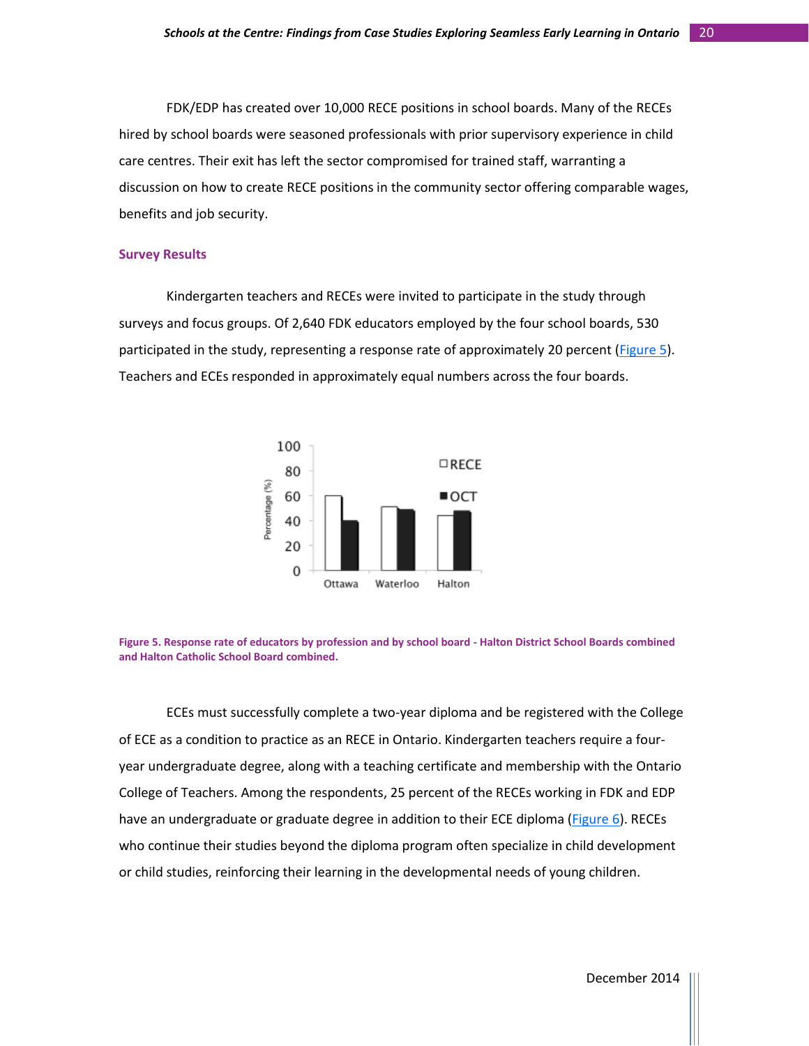FDK/EDP has created over 10,000 RECE positions in school boards. Many of the RECEs hired by school boards were seasoned professionals with prior supervisory experience in child care centres. Their exit has left the sector compromised for trained staff, warranting a discussion on how to create RECE positions in the community sector offering comparable wages, benefits and job security.

## Survey Results

Kindergarten teachers and RECEs were invited to participate in the study through surveys and focus groups. Of 2,640 FDK educators employed by the four school boards, 530 participated in the study, representing a response rate of approximately 20 percent (Figure 5). Teachers and ECEs responded in approximately equal numbers across the four boards.

**Figure 5. Response rate of educators by profession and by school board - Halton District School Boards combined and Halton Catholic School Board combined.**

ECEs must successfully complete a two-year diploma and be registered with the College of ECE as a condition to practice as an RECE in Ontario. Kindergarten teachers require a four-year undergraduate degree, along with a teaching certificate and membership with the Ontario College of Teachers. Among the respondents, 25 percent of the RECEs working in FDK and EDP have an undergraduate or graduate degree in addition to their ECE diploma (Figure 6). RECEs who continue their studies beyond the diploma program often specialize in child development or child studies, reinforcing their learning in the developmental needs of young children.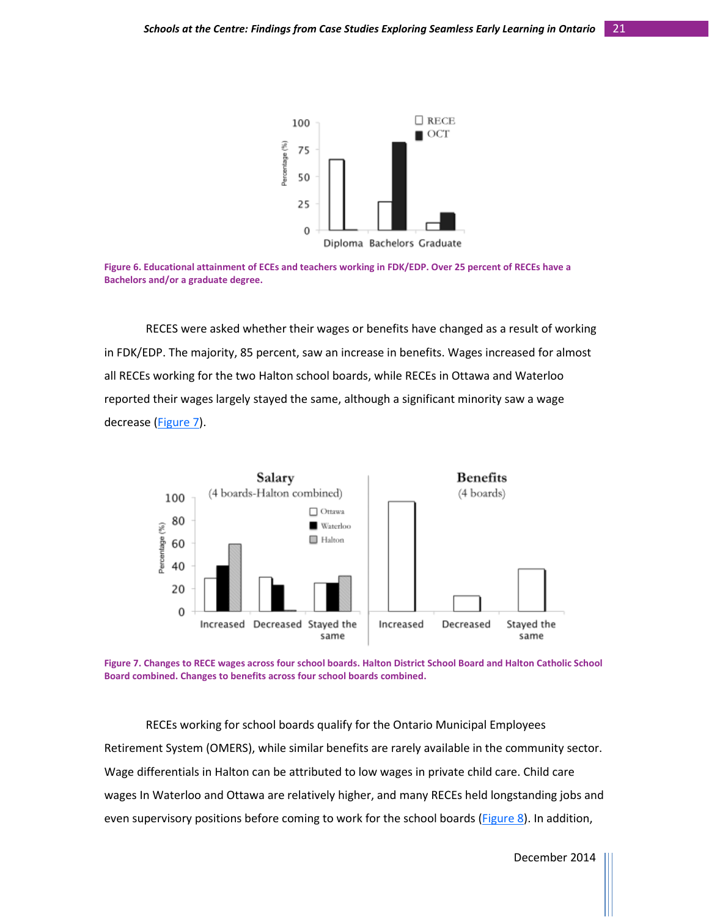Figure 6. Educational attainment of ECEs and teachers working in FDK/EDP. Over 25 percent of RECEs have a Bachelors and/or a graduate degree.

RECES were asked whether their wages or benefits have changed as a result of working in FDK/EDP. The majority, 85 percent, saw an increase in benefits. Wages increased for almost all RECEs working for the two Halton school boards, while RECEs in Ottawa and Waterloo reported their wages largely stayed the same, although a significant minority saw a wage decrease (Figure 7).

Figure 7. Changes to RECE wages across four school boards. Halton District School Board and Halton Catholic School Board combined. Changes to benefits across four school boards combined.

RECEs working for school boards qualify for the Ontario Municipal Employees Retirement System (OMERS), while similar benefits are rarely available in the community sector. Wage differentials in Halton can be attributed to low wages in private child care. Child care wages In Waterloo and Ottawa are relatively higher, and many RECEs held longstanding jobs and even supervisory positions before coming to work for the school boards (Figure 8). In addition,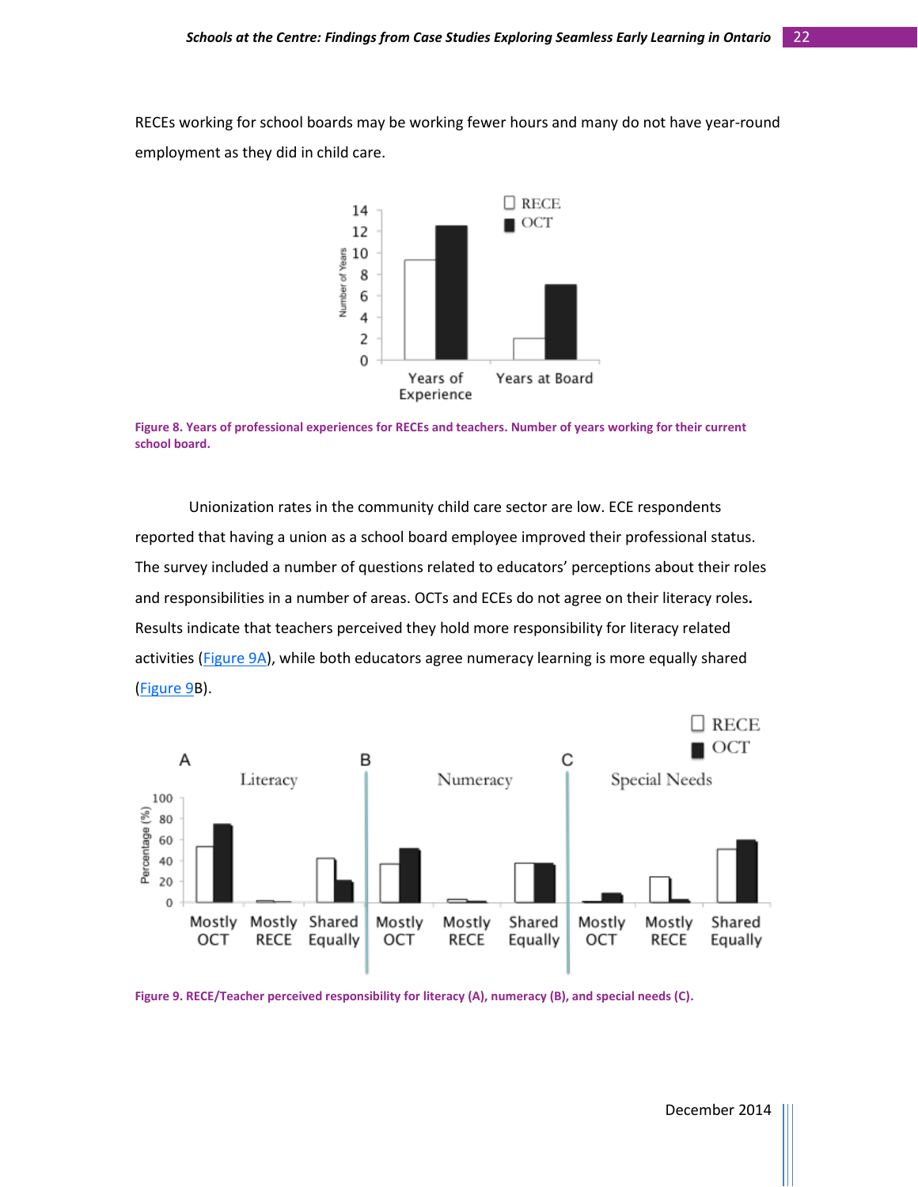RECEs working for school boards may be working fewer hours and many do not have year-round employment as they did in child care.

Figure 8. Years of professional experiences for RECEs and teachers. Number of years working for their current school board.

Unionization rates in the community child care sector are low. ECE respondents reported that having a union as a school board employee improved their professional status. The survey included a number of questions related to educators' perceptions about their roles and responsibilities in a number of areas. OCTs and ECEs do not agree on their literacy roles**.** Results indicate that teachers perceived they hold more responsibility for literacy related activities (Figure 9A), while both educators agree numeracy learning is more equally shared (Figure 9B).

Figure 9. RECE/Teacher perceived responsibility for literacy (A), numeracy (B), and special needs (C).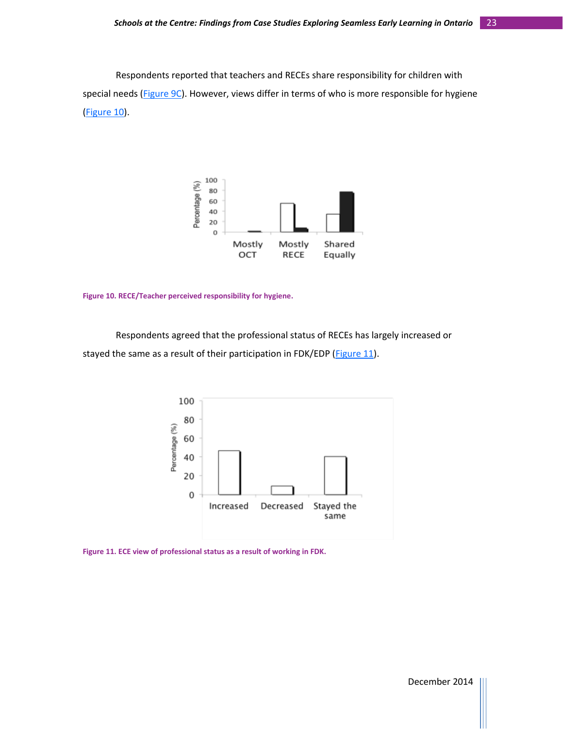Respondents reported that teachers and RECEs share responsibility for children with special needs (Figure 9C). However, views differ in terms of who is more responsible for hygiene (Figure 10).

Figure 10. RECE/Teacher perceived responsibility for hygiene.

Respondents agreed that the professional status of RECEs has largely increased or stayed the same as a result of their participation in FDK/EDP (Figure 11).

Figure 11. ECE view of professional status as a result of working in FDK.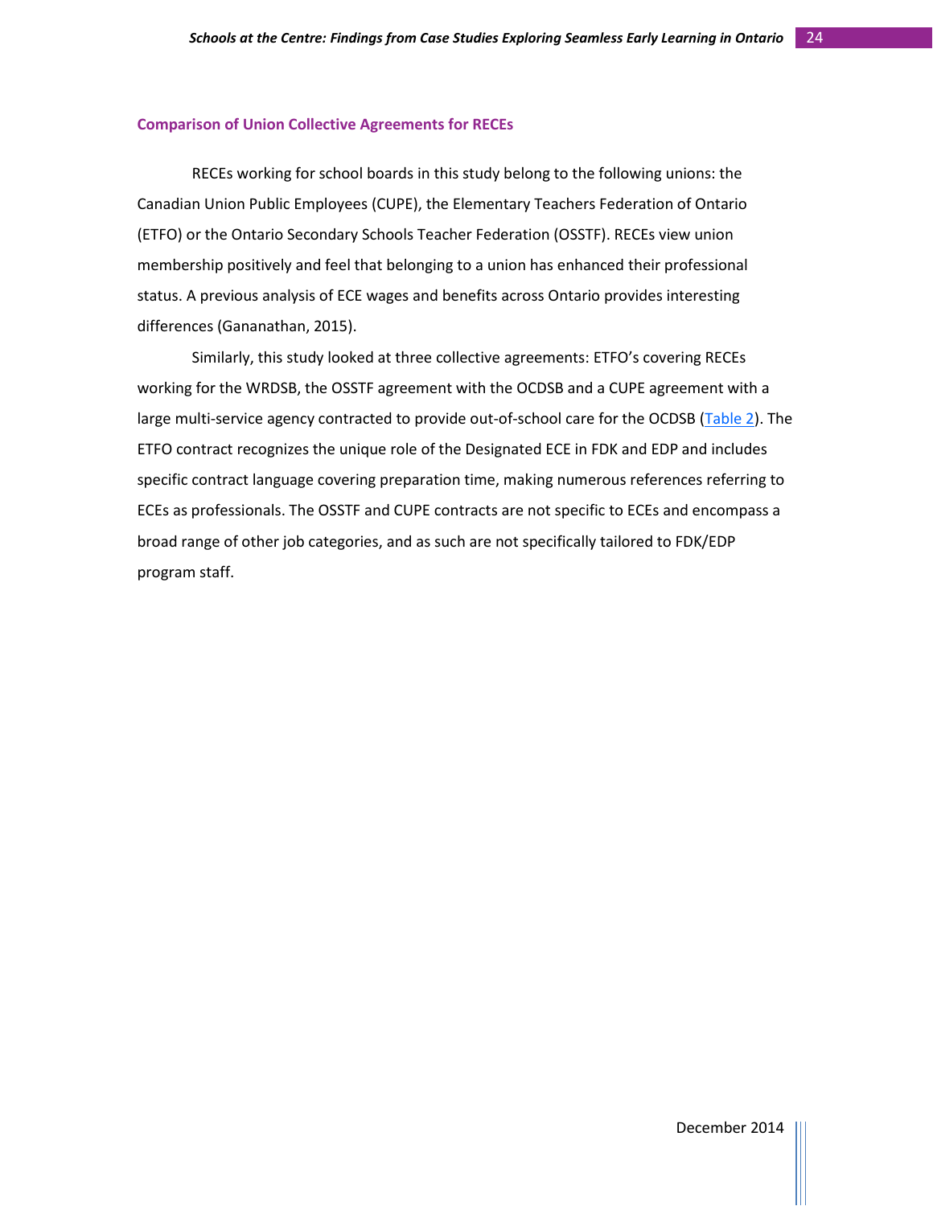### Comparison of Union Collective Agreements for RECEs

RECEs working for school boards in this study belong to the following unions: the Canadian Union Public Employees (CUPE), the Elementary Teachers Federation of Ontario (ETFO) or the Ontario Secondary Schools Teacher Federation (OSSTF). RECEs view union membership positively and feel that belonging to a union has enhanced their professional status. A previous analysis of ECE wages and benefits across Ontario provides interesting differences (Gananathan, 2015).

Similarly, this study looked at three collective agreements: ETFO's covering RECEs working for the WRDSB, the OSSTF agreement with the OCDSB and a CUPE agreement with a large multi-service agency contracted to provide out-of-school care for the OCDSB (Table 2). The ETFO contract recognizes the unique role of the Designated ECE in FDK and EDP and includes specific contract language covering preparation time, making numerous references referring to ECEs as professionals. The OSSTF and CUPE contracts are not specific to ECEs and encompass a broad range of other job categories, and as such are not specifically tailored to FDK/EDP program staff.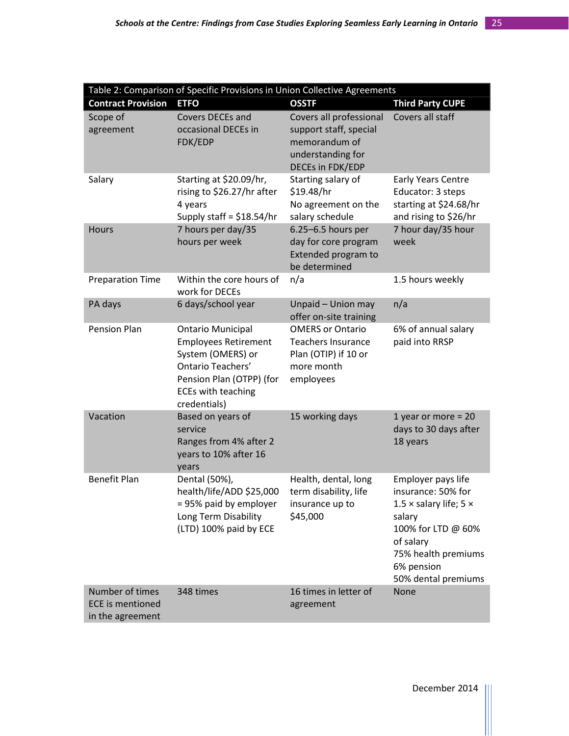Table 2: Comparison of Specific Provisions in Union Collective Agreements

| Contract Provision | ETFO | OSSTF | Third Party CUPE |
|---|---|---|---|
| Scope of agreement | Covers DECEs and occasional DECEs in FDK/EDP | Covers all professional support staff, special memorandum of understanding for DECEs in FDK/EDP | Covers all staff |
| Salary | Starting at $20.09/hr, rising to $26.27/hr after 4 years<br>Supply staff = $18.54/hr | Starting salary of $19.48/hr<br>No agreement on the salary schedule | Early Years Centre Educator: 3 steps starting at $24.68/hr and rising to $26/hr |
| Hours | 7 hours per day/35 hours per week | 6.25–6.5 hours per day for core program<br>Extended program to be determined | 7 hour day/35 hour week |
| Preparation Time | Within the core hours of work for DECEs | n/a | 1.5 hours weekly |
| PA days | 6 days/school year | Unpaid – Union may offer on-site training | n/a |
| Pension Plan | Ontario Municipal Employees Retirement System (OMERS) or Ontario Teachers' Pension Plan (OTPP) (for ECEs with teaching credentials) | OMERS or Ontario Teachers Insurance Plan (OTIP) if 10 or more month employees | 6% of annual salary paid into RRSP |
| Vacation | Based on years of service<br>Ranges from 4% after 2 years to 10% after 16 years | 15 working days | 1 year or more = 20 days to 30 days after 18 years |
| Benefit Plan | Dental (50%), health/life/ADD $25,000 = 95% paid by employer<br>Long Term Disability (LTD) 100% paid by ECE | Health, dental, long term disability, life insurance up to $45,000 | Employer pays life insurance: 50% for 1.5 × salary life; 5 × salary<br>100% for LTD @ 60% of salary<br>75% health premiums<br>6% pension<br>50% dental premiums |
| Number of times ECE is mentioned in the agreement | 348 times | 16 times in letter of agreement | None |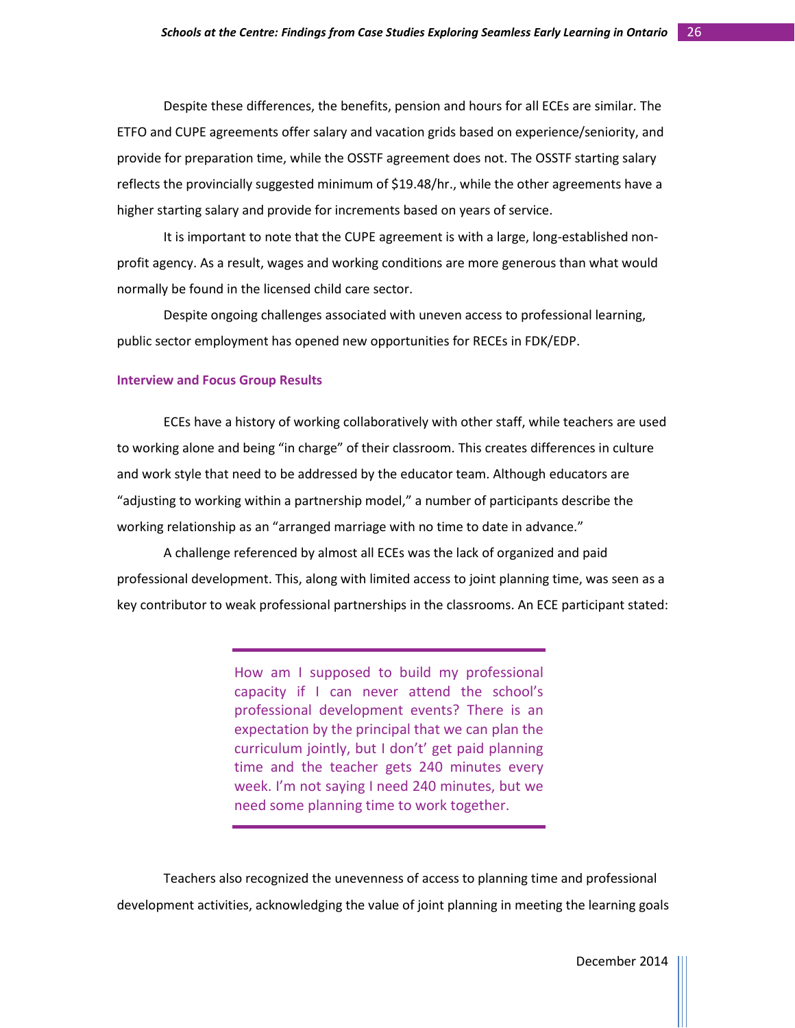Despite these differences, the benefits, pension and hours for all ECEs are similar. The ETFO and CUPE agreements offer salary and vacation grids based on experience/seniority, and provide for preparation time, while the OSSTF agreement does not. The OSSTF starting salary reflects the provincially suggested minimum of $19.48/hr., while the other agreements have a higher starting salary and provide for increments based on years of service.

It is important to note that the CUPE agreement is with a large, long-established non-profit agency. As a result, wages and working conditions are more generous than what would normally be found in the licensed child care sector.

Despite ongoing challenges associated with uneven access to professional learning, public sector employment has opened new opportunities for RECEs in FDK/EDP.

### Interview and Focus Group Results

ECEs have a history of working collaboratively with other staff, while teachers are used to working alone and being "in charge" of their classroom. This creates differences in culture and work style that need to be addressed by the educator team. Although educators are "adjusting to working within a partnership model," a number of participants describe the working relationship as an "arranged marriage with no time to date in advance."

A challenge referenced by almost all ECEs was the lack of organized and paid professional development. This, along with limited access to joint planning time, was seen as a key contributor to weak professional partnerships in the classrooms. An ECE participant stated:

> How am I supposed to build my professional capacity if I can never attend the school's professional development events? There is an expectation by the principal that we can plan the curriculum jointly, but I don't' get paid planning time and the teacher gets 240 minutes every week. I'm not saying I need 240 minutes, but we need some planning time to work together.

Teachers also recognized the unevenness of access to planning time and professional development activities, acknowledging the value of joint planning in meeting the learning goals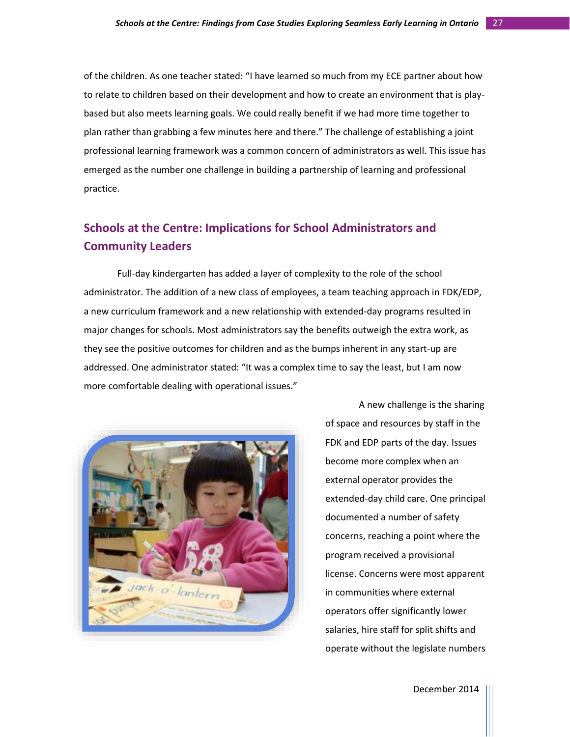of the children. As one teacher stated: "I have learned so much from my ECE partner about how to relate to children based on their development and how to create an environment that is play-based but also meets learning goals. We could really benefit if we had more time together to plan rather than grabbing a few minutes here and there." The challenge of establishing a joint professional learning framework was a common concern of administrators as well. This issue has emerged as the number one challenge in building a partnership of learning and professional practice.

## Schools at the Centre: Implications for School Administrators and Community Leaders

Full-day kindergarten has added a layer of complexity to the role of the school administrator. The addition of a new class of employees, a team teaching approach in FDK/EDP, a new curriculum framework and a new relationship with extended-day programs resulted in major changes for schools. Most administrators say the benefits outweigh the extra work, as they see the positive outcomes for children and as the bumps inherent in any start-up are addressed. One administrator stated: "It was a complex time to say the least, but I am now more comfortable dealing with operational issues."

A new challenge is the sharing of space and resources by staff in the FDK and EDP parts of the day. Issues become more complex when an external operator provides the extended-day child care. One principal documented a number of safety concerns, reaching a point where the program received a provisional license. Concerns were most apparent in communities where external operators offer significantly lower salaries, hire staff for split shifts and operate without the legislate numbers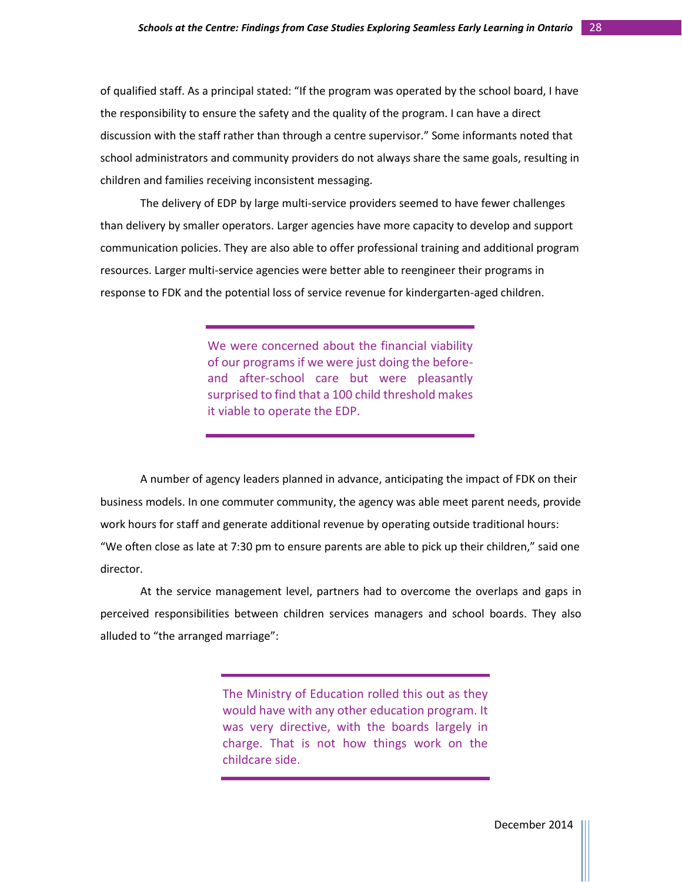of qualified staff. As a principal stated: "If the program was operated by the school board, I have the responsibility to ensure the safety and the quality of the program. I can have a direct discussion with the staff rather than through a centre supervisor." Some informants noted that school administrators and community providers do not always share the same goals, resulting in children and families receiving inconsistent messaging.

The delivery of EDP by large multi-service providers seemed to have fewer challenges than delivery by smaller operators. Larger agencies have more capacity to develop and support communication policies. They are also able to offer professional training and additional program resources. Larger multi-service agencies were better able to reengineer their programs in response to FDK and the potential loss of service revenue for kindergarten-aged children.

> We were concerned about the financial viability of our programs if we were just doing the before- and after-school care but were pleasantly surprised to find that a 100 child threshold makes it viable to operate the EDP.

A number of agency leaders planned in advance, anticipating the impact of FDK on their business models. In one commuter community, the agency was able meet parent needs, provide work hours for staff and generate additional revenue by operating outside traditional hours: "We often close as late at 7:30 pm to ensure parents are able to pick up their children," said one director.

At the service management level, partners had to overcome the overlaps and gaps in perceived responsibilities between children services managers and school boards. They also alluded to "the arranged marriage":

> The Ministry of Education rolled this out as they would have with any other education program. It was very directive, with the boards largely in charge. That is not how things work on the childcare side.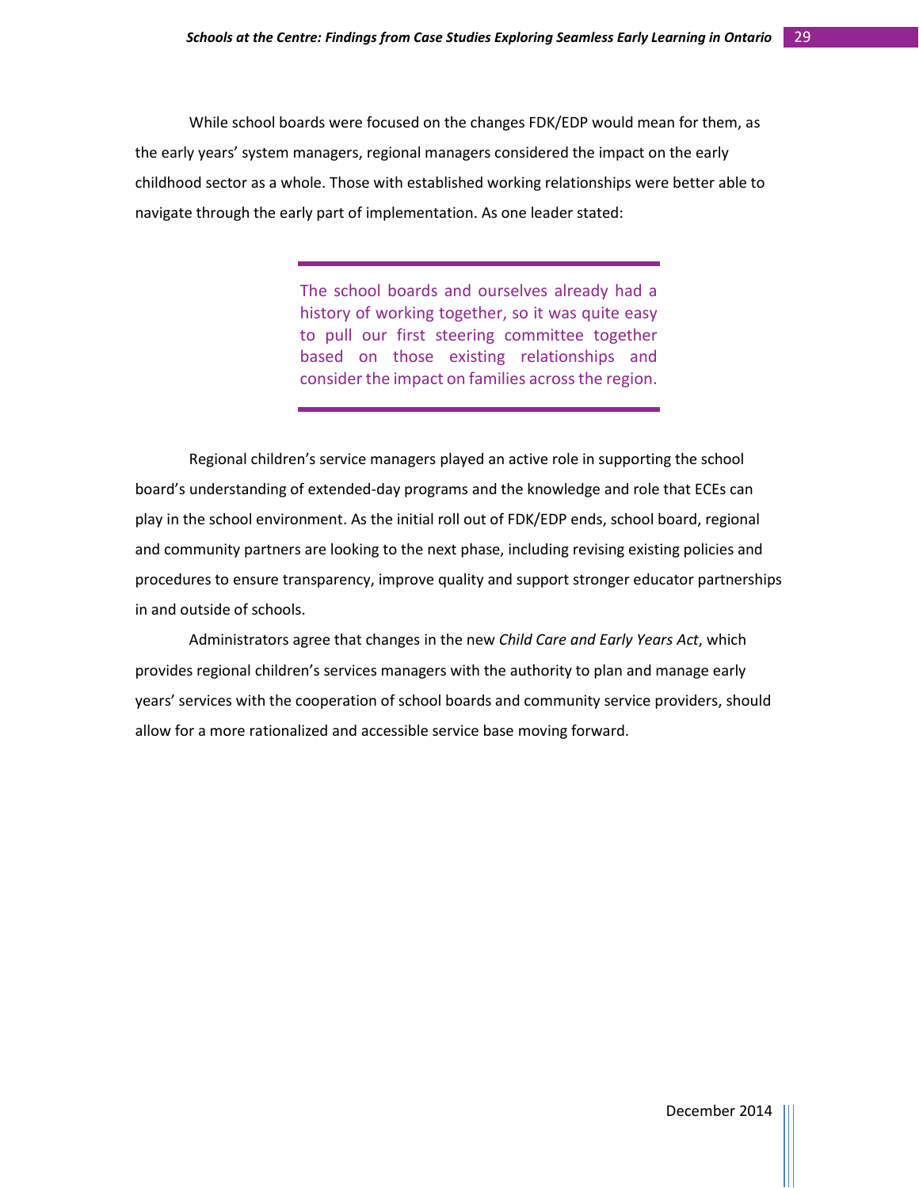While school boards were focused on the changes FDK/EDP would mean for them, as the early years' system managers, regional managers considered the impact on the early childhood sector as a whole. Those with established working relationships were better able to navigate through the early part of implementation. As one leader stated:

> The school boards and ourselves already had a history of working together, so it was quite easy to pull our first steering committee together based on those existing relationships and consider the impact on families across the region.

Regional children's service managers played an active role in supporting the school board's understanding of extended-day programs and the knowledge and role that ECEs can play in the school environment. As the initial roll out of FDK/EDP ends, school board, regional and community partners are looking to the next phase, including revising existing policies and procedures to ensure transparency, improve quality and support stronger educator partnerships in and outside of schools.

Administrators agree that changes in the new *Child Care and Early Years Act*, which provides regional children's services managers with the authority to plan and manage early years' services with the cooperation of school boards and community service providers, should allow for a more rationalized and accessible service base moving forward.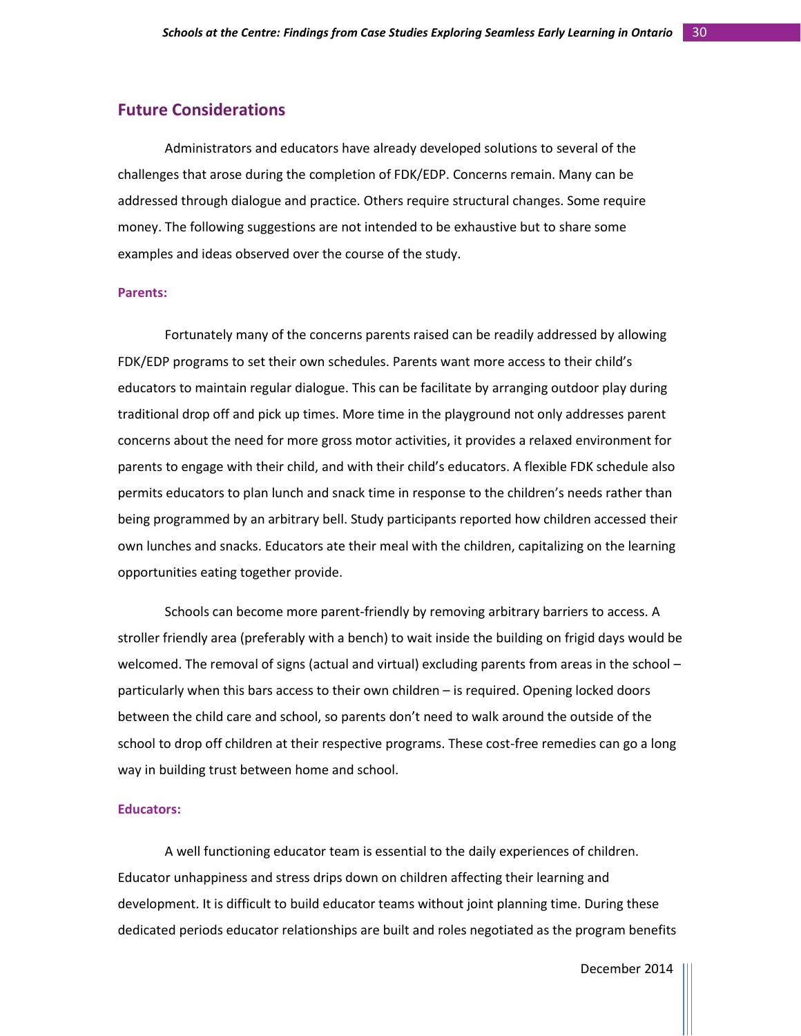## Future Considerations

Administrators and educators have already developed solutions to several of the challenges that arose during the completion of FDK/EDP. Concerns remain. Many can be addressed through dialogue and practice. Others require structural changes. Some require money. The following suggestions are not intended to be exhaustive but to share some examples and ideas observed over the course of the study.

### Parents:

Fortunately many of the concerns parents raised can be readily addressed by allowing FDK/EDP programs to set their own schedules. Parents want more access to their child's educators to maintain regular dialogue. This can be facilitate by arranging outdoor play during traditional drop off and pick up times. More time in the playground not only addresses parent concerns about the need for more gross motor activities, it provides a relaxed environment for parents to engage with their child, and with their child's educators. A flexible FDK schedule also permits educators to plan lunch and snack time in response to the children's needs rather than being programmed by an arbitrary bell. Study participants reported how children accessed their own lunches and snacks. Educators ate their meal with the children, capitalizing on the learning opportunities eating together provide.

Schools can become more parent-friendly by removing arbitrary barriers to access. A stroller friendly area (preferably with a bench) to wait inside the building on frigid days would be welcomed. The removal of signs (actual and virtual) excluding parents from areas in the school – particularly when this bars access to their own children – is required. Opening locked doors between the child care and school, so parents don't need to walk around the outside of the school to drop off children at their respective programs. These cost-free remedies can go a long way in building trust between home and school.

### Educators:

A well functioning educator team is essential to the daily experiences of children. Educator unhappiness and stress drips down on children affecting their learning and development. It is difficult to build educator teams without joint planning time. During these dedicated periods educator relationships are built and roles negotiated as the program benefits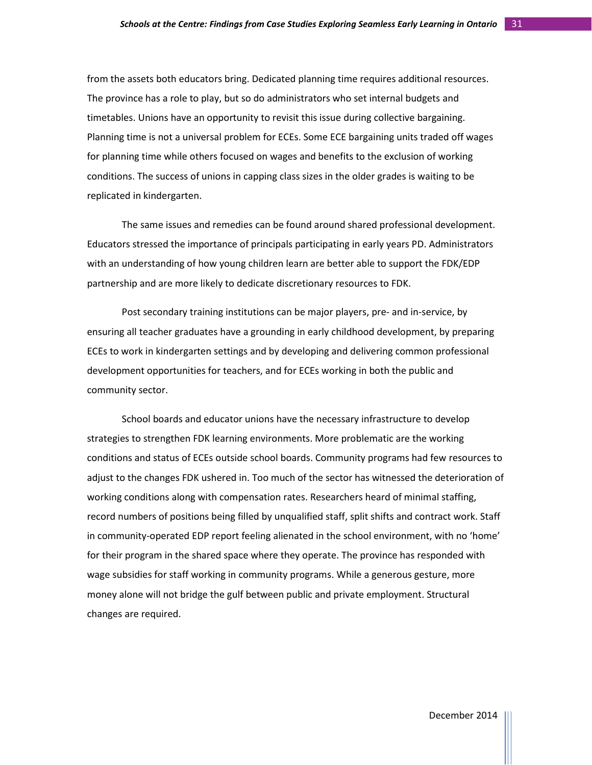from the assets both educators bring. Dedicated planning time requires additional resources. The province has a role to play, but so do administrators who set internal budgets and timetables. Unions have an opportunity to revisit this issue during collective bargaining. Planning time is not a universal problem for ECEs. Some ECE bargaining units traded off wages for planning time while others focused on wages and benefits to the exclusion of working conditions. The success of unions in capping class sizes in the older grades is waiting to be replicated in kindergarten.

The same issues and remedies can be found around shared professional development. Educators stressed the importance of principals participating in early years PD. Administrators with an understanding of how young children learn are better able to support the FDK/EDP partnership and are more likely to dedicate discretionary resources to FDK.

Post secondary training institutions can be major players, pre- and in-service, by ensuring all teacher graduates have a grounding in early childhood development, by preparing ECEs to work in kindergarten settings and by developing and delivering common professional development opportunities for teachers, and for ECEs working in both the public and community sector.

School boards and educator unions have the necessary infrastructure to develop strategies to strengthen FDK learning environments. More problematic are the working conditions and status of ECEs outside school boards. Community programs had few resources to adjust to the changes FDK ushered in. Too much of the sector has witnessed the deterioration of working conditions along with compensation rates. Researchers heard of minimal staffing, record numbers of positions being filled by unqualified staff, split shifts and contract work. Staff in community-operated EDP report feeling alienated in the school environment, with no 'home' for their program in the shared space where they operate. The province has responded with wage subsidies for staff working in community programs. While a generous gesture, more money alone will not bridge the gulf between public and private employment. Structural changes are required.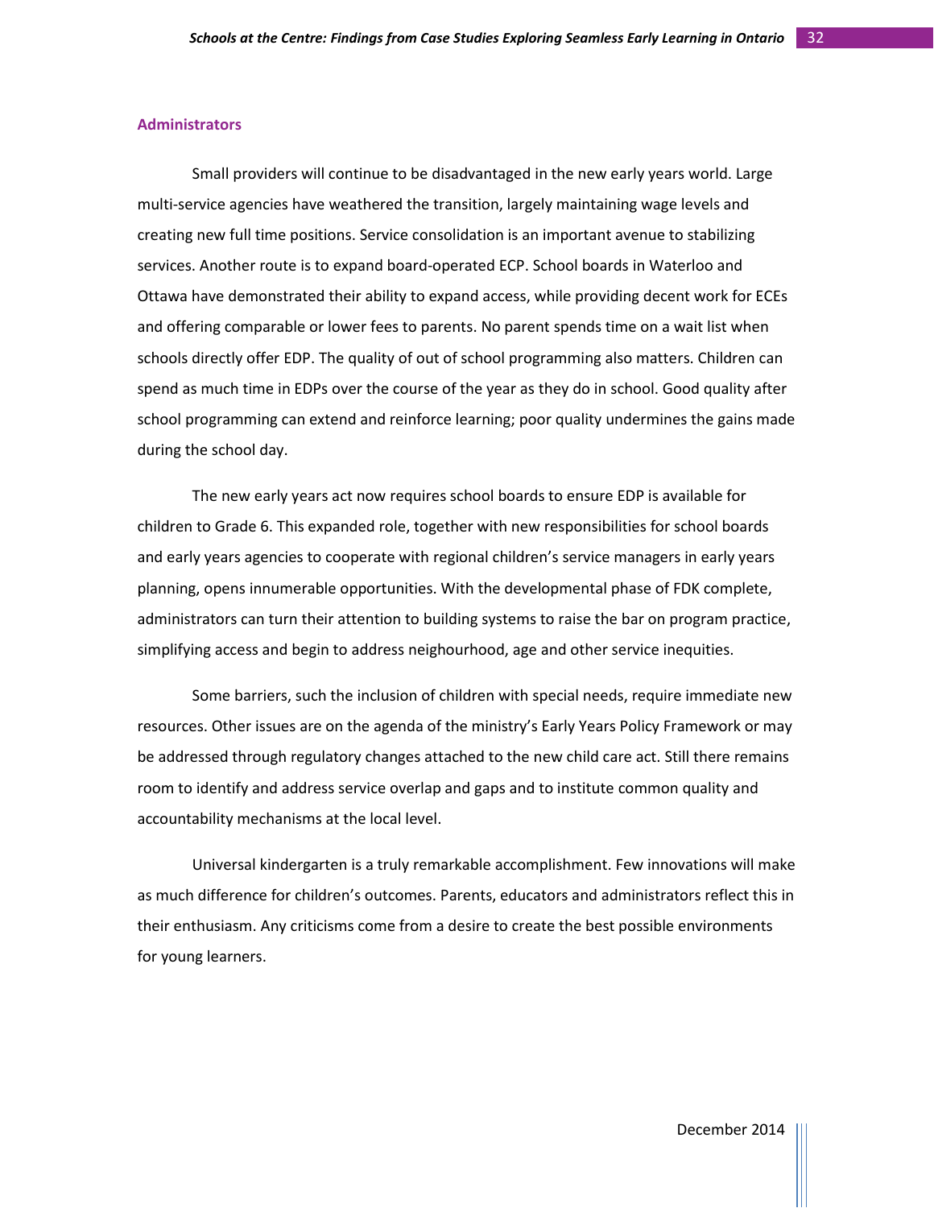### Administrators

Small providers will continue to be disadvantaged in the new early years world. Large multi-service agencies have weathered the transition, largely maintaining wage levels and creating new full time positions. Service consolidation is an important avenue to stabilizing services. Another route is to expand board-operated ECP. School boards in Waterloo and Ottawa have demonstrated their ability to expand access, while providing decent work for ECEs and offering comparable or lower fees to parents. No parent spends time on a wait list when schools directly offer EDP. The quality of out of school programming also matters. Children can spend as much time in EDPs over the course of the year as they do in school. Good quality after school programming can extend and reinforce learning; poor quality undermines the gains made during the school day.

The new early years act now requires school boards to ensure EDP is available for children to Grade 6. This expanded role, together with new responsibilities for school boards and early years agencies to cooperate with regional children's service managers in early years planning, opens innumerable opportunities. With the developmental phase of FDK complete, administrators can turn their attention to building systems to raise the bar on program practice, simplifying access and begin to address neighbourhood, age and other service inequities.

Some barriers, such the inclusion of children with special needs, require immediate new resources. Other issues are on the agenda of the ministry's Early Years Policy Framework or may be addressed through regulatory changes attached to the new child care act. Still there remains room to identify and address service overlap and gaps and to institute common quality and accountability mechanisms at the local level.

Universal kindergarten is a truly remarkable accomplishment. Few innovations will make as much difference for children's outcomes. Parents, educators and administrators reflect this in their enthusiasm. Any criticisms come from a desire to create the best possible environments for young learners.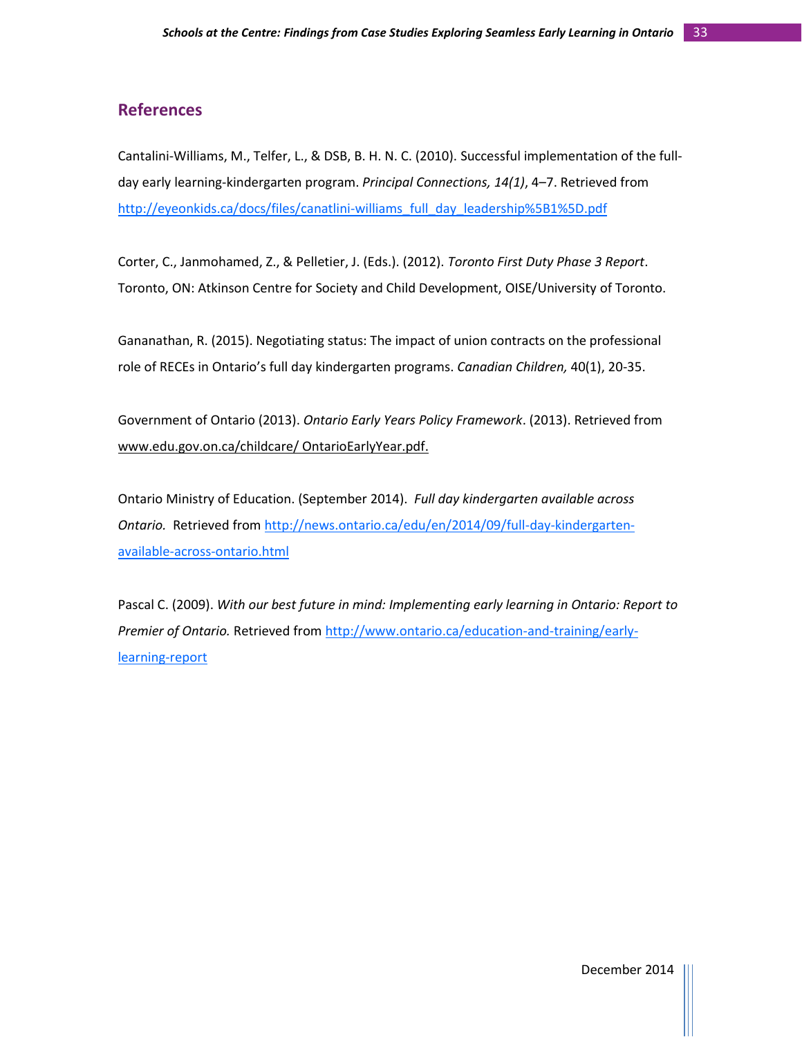## References

Cantalini-Williams, M., Telfer, L., & DSB, B. H. N. C. (2010). Successful implementation of the full-day early learning-kindergarten program. *Principal Connections, 14(1)*, 4–7. Retrieved from http://eyeonkids.ca/docs/files/canatlini-williams_full_day_leadership%5B1%5D.pdf

Corter, C., Janmohamed, Z., & Pelletier, J. (Eds.). (2012). *Toronto First Duty Phase 3 Report*. Toronto, ON: Atkinson Centre for Society and Child Development, OISE/University of Toronto.

Gananathan, R. (2015). Negotiating status: The impact of union contracts on the professional role of RECEs in Ontario's full day kindergarten programs. *Canadian Children,* 40(1), 20-35.

Government of Ontario (2013). *Ontario Early Years Policy Framework*. (2013). Retrieved from www.edu.gov.on.ca/childcare/ OntarioEarlyYear.pdf.

Ontario Ministry of Education. (September 2014). *Full day kindergarten available across Ontario.* Retrieved from http://news.ontario.ca/edu/en/2014/09/full-day-kindergarten-available-across-ontario.html

Pascal C. (2009). *With our best future in mind: Implementing early learning in Ontario: Report to Premier of Ontario.* Retrieved from http://www.ontario.ca/education-and-training/early-learning-report